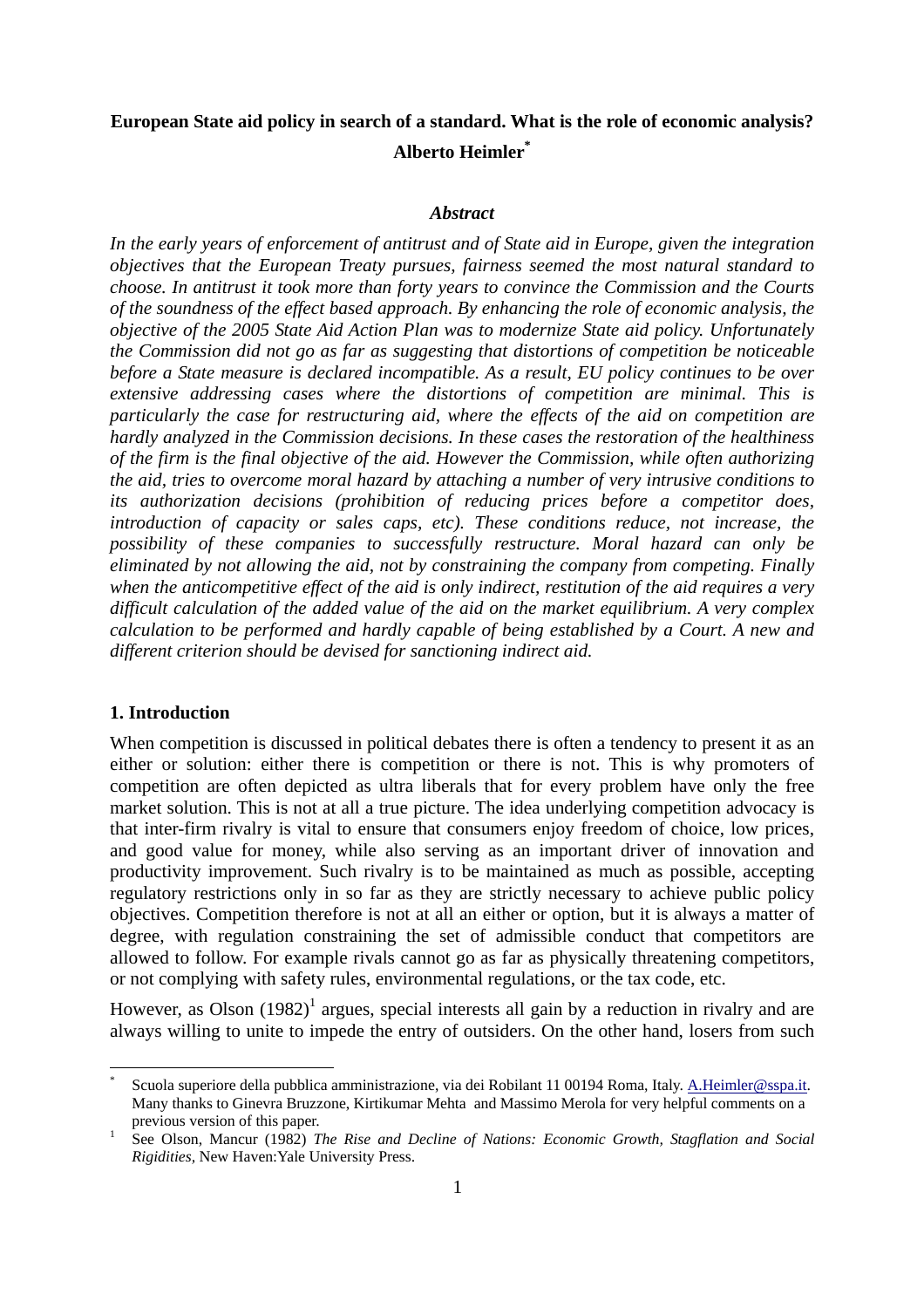**European State aid policy in search of a standard. What is the role of economic analysis?**

**Alberto Heimler[*]**

***Abstract***

*In the early years of enforcement of antitrust and of State aid in Europe, given the integration objectives that the European Treaty pursues, fairness seemed the most natural standard to choose. In antitrust it took more than forty years to convince the Commission and the Courts of the soundness of the effect based approach. By enhancing the role of economic analysis, the objective of the 2005 State Aid Action Plan was to modernize State aid policy. Unfortunately the Commission did not go as far as suggesting that distortions of competition be noticeable before a State measure is declared incompatible. As a result, EU policy continues to be over extensive addressing cases where the distortions of competition are minimal. This is particularly the case for restructuring aid, where the effects of the aid on competition are hardly analyzed in the Commission decisions. In these cases the restoration of the healthiness of the firm is the final objective of the aid. However the Commission, while often authorizing the aid, tries to overcome moral hazard by attaching a number of very intrusive conditions to its authorization decisions (prohibition of reducing prices before a competitor does, introduction of capacity or sales caps, etc). These conditions reduce, not increase, the possibility of these companies to successfully restructure. Moral hazard can only be eliminated by not allowing the aid, not by constraining the company from competing. Finally when the anticompetitive effect of the aid is only indirect, restitution of the aid requires a very difficult calculation of the added value of the aid on the market equilibrium. A very complex calculation to be performed and hardly capable of being established by a Court. A new and different criterion should be devised for sanctioning indirect aid.*

## 1. Introduction

When competition is discussed in political debates there is often a tendency to present it as an either or solution: either there is competition or there is not. This is why promoters of competition are often depicted as ultra liberals that for every problem have only the free market solution. This is not at all a true picture. The idea underlying competition advocacy is that inter-firm rivalry is vital to ensure that consumers enjoy freedom of choice, low prices, and good value for money, while also serving as an important driver of innovation and productivity improvement. Such rivalry is to be maintained as much as possible, accepting regulatory restrictions only in so far as they are strictly necessary to achieve public policy objectives. Competition therefore is not at all an either or option, but it is always a matter of degree, with regulation constraining the set of admissible conduct that competitors are allowed to follow. For example rivals cannot go as far as physically threatening competitors, or not complying with safety rules, environmental regulations, or the tax code, etc.

However, as Olson (1982)[1] argues, special interests all gain by a reduction in rivalry and are always willing to unite to impede the entry of outsiders. On the other hand, losers from such

---

[*] Scuola superiore della pubblica amministrazione, via dei Robilant 11 00194 Roma, Italy. A.Heimler@sspa.it. Many thanks to Ginevra Bruzzone, Kirtikumar Mehta and Massimo Merola for very helpful comments on a previous version of this paper.

[1] See Olson, Mancur (1982) *The Rise and Decline of Nations: Economic Growth, Stagflation and Social Rigidities*, New Haven:Yale University Press.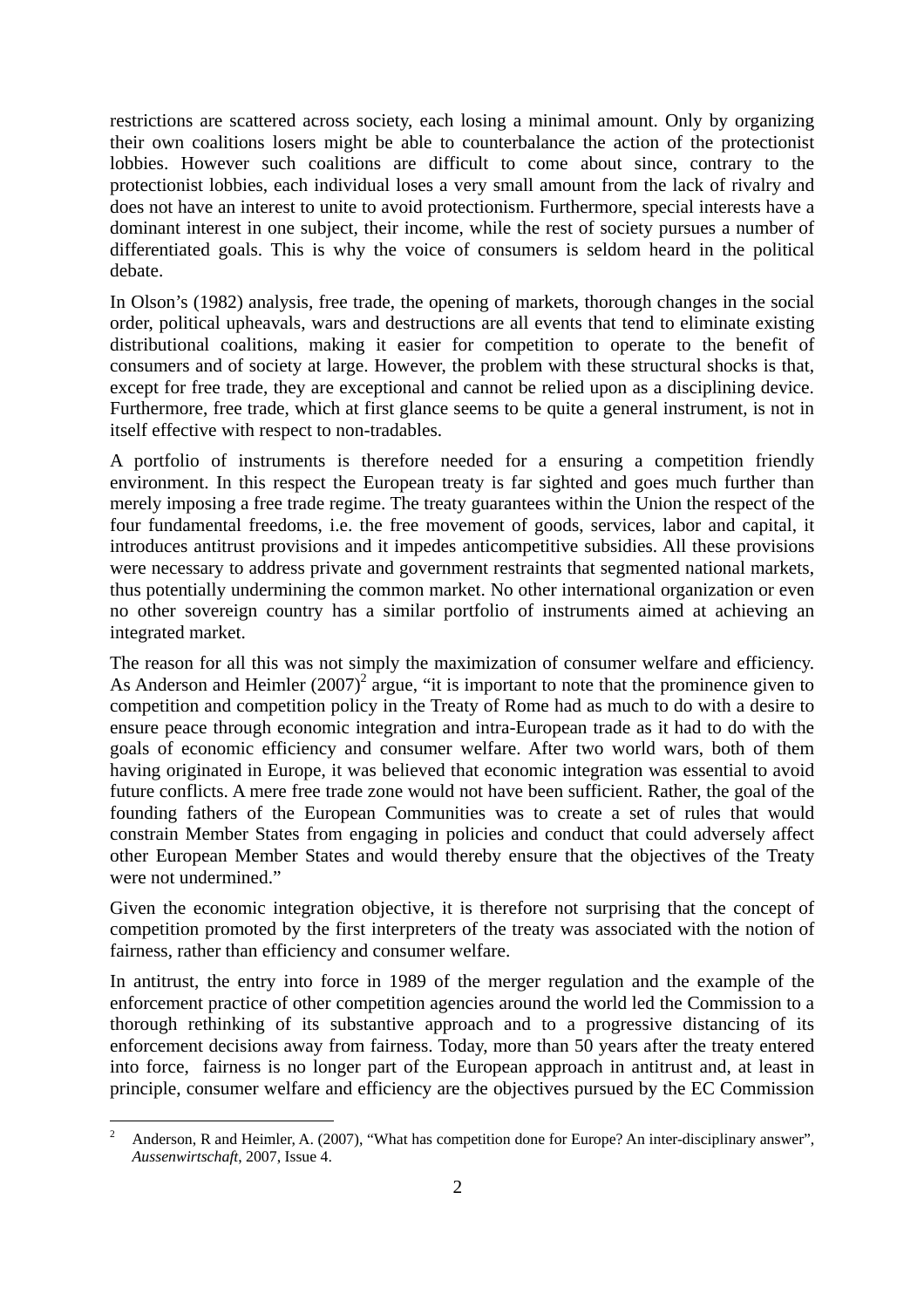restrictions are scattered across society, each losing a minimal amount. Only by organizing their own coalitions losers might be able to counterbalance the action of the protectionist lobbies. However such coalitions are difficult to come about since, contrary to the protectionist lobbies, each individual loses a very small amount from the lack of rivalry and does not have an interest to unite to avoid protectionism. Furthermore, special interests have a dominant interest in one subject, their income, while the rest of society pursues a number of differentiated goals. This is why the voice of consumers is seldom heard in the political debate.

In Olson's (1982) analysis, free trade, the opening of markets, thorough changes in the social order, political upheavals, wars and destructions are all events that tend to eliminate existing distributional coalitions, making it easier for competition to operate to the benefit of consumers and of society at large. However, the problem with these structural shocks is that, except for free trade, they are exceptional and cannot be relied upon as a disciplining device. Furthermore, free trade, which at first glance seems to be quite a general instrument, is not in itself effective with respect to non-tradables.

A portfolio of instruments is therefore needed for a ensuring a competition friendly environment. In this respect the European treaty is far sighted and goes much further than merely imposing a free trade regime. The treaty guarantees within the Union the respect of the four fundamental freedoms, i.e. the free movement of goods, services, labor and capital, it introduces antitrust provisions and it impedes anticompetitive subsidies. All these provisions were necessary to address private and government restraints that segmented national markets, thus potentially undermining the common market. No other international organization or even no other sovereign country has a similar portfolio of instruments aimed at achieving an integrated market.

The reason for all this was not simply the maximization of consumer welfare and efficiency. As Anderson and Heimler (2007)[2] argue, "it is important to note that the prominence given to competition and competition policy in the Treaty of Rome had as much to do with a desire to ensure peace through economic integration and intra-European trade as it had to do with the goals of economic efficiency and consumer welfare. After two world wars, both of them having originated in Europe, it was believed that economic integration was essential to avoid future conflicts. A mere free trade zone would not have been sufficient. Rather, the goal of the founding fathers of the European Communities was to create a set of rules that would constrain Member States from engaging in policies and conduct that could adversely affect other European Member States and would thereby ensure that the objectives of the Treaty were not undermined."

Given the economic integration objective, it is therefore not surprising that the concept of competition promoted by the first interpreters of the treaty was associated with the notion of fairness, rather than efficiency and consumer welfare.

In antitrust, the entry into force in 1989 of the merger regulation and the example of the enforcement practice of other competition agencies around the world led the Commission to a thorough rethinking of its substantive approach and to a progressive distancing of its enforcement decisions away from fairness. Today, more than 50 years after the treaty entered into force, fairness is no longer part of the European approach in antitrust and, at least in principle, consumer welfare and efficiency are the objectives pursued by the EC Commission

[2] Anderson, R and Heimler, A. (2007), "What has competition done for Europe? An inter-disciplinary answer", *Aussenwirtschaft*, 2007, Issue 4.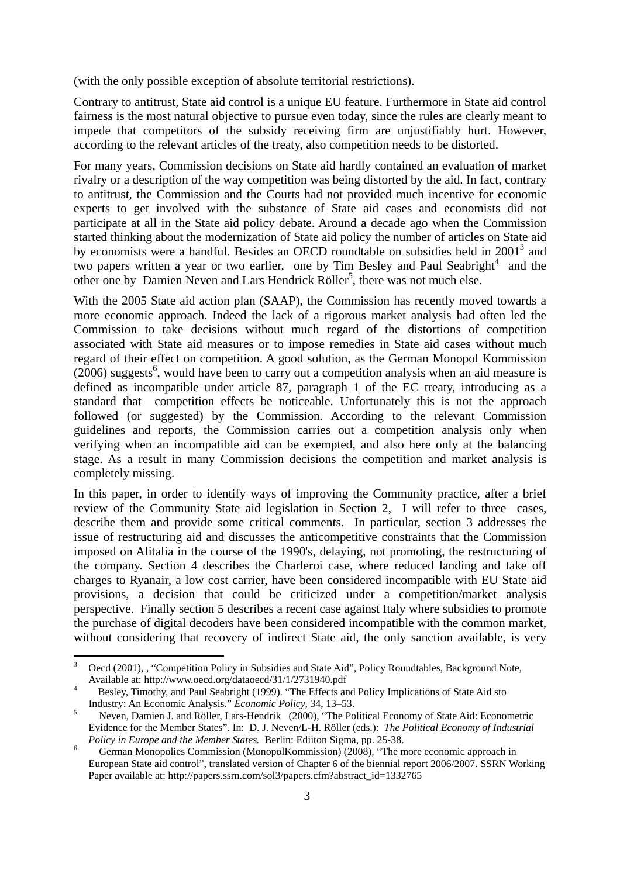(with the only possible exception of absolute territorial restrictions).

Contrary to antitrust, State aid control is a unique EU feature. Furthermore in State aid control fairness is the most natural objective to pursue even today, since the rules are clearly meant to impede that competitors of the subsidy receiving firm are unjustifiably hurt. However, according to the relevant articles of the treaty, also competition needs to be distorted.

For many years, Commission decisions on State aid hardly contained an evaluation of market rivalry or a description of the way competition was being distorted by the aid. In fact, contrary to antitrust, the Commission and the Courts had not provided much incentive for economic experts to get involved with the substance of State aid cases and economists did not participate at all in the State aid policy debate. Around a decade ago when the Commission started thinking about the modernization of State aid policy the number of articles on State aid by economists were a handful. Besides an OECD roundtable on subsidies held in 2001[3] and two papers written a year or two earlier, one by Tim Besley and Paul Seabright[4] and the other one by Damien Neven and Lars Hendrick Röller[5], there was not much else.

With the 2005 State aid action plan (SAAP), the Commission has recently moved towards a more economic approach. Indeed the lack of a rigorous market analysis had often led the Commission to take decisions without much regard of the distortions of competition associated with State aid measures or to impose remedies in State aid cases without much regard of their effect on competition. A good solution, as the German Monopol Kommission (2006) suggests[6], would have been to carry out a competition analysis when an aid measure is defined as incompatible under article 87, paragraph 1 of the EC treaty, introducing as a standard that competition effects be noticeable. Unfortunately this is not the approach followed (or suggested) by the Commission. According to the relevant Commission guidelines and reports, the Commission carries out a competition analysis only when verifying when an incompatible aid can be exempted, and also here only at the balancing stage. As a result in many Commission decisions the competition and market analysis is completely missing.

In this paper, in order to identify ways of improving the Community practice, after a brief review of the Community State aid legislation in Section 2, I will refer to three cases, describe them and provide some critical comments. In particular, section 3 addresses the issue of restructuring aid and discusses the anticompetitive constraints that the Commission imposed on Alitalia in the course of the 1990's, delaying, not promoting, the restructuring of the company. Section 4 describes the Charleroi case, where reduced landing and take off charges to Ryanair, a low cost carrier, have been considered incompatible with EU State aid provisions, a decision that could be criticized under a competition/market analysis perspective. Finally section 5 describes a recent case against Italy where subsidies to promote the purchase of digital decoders have been considered incompatible with the common market, without considering that recovery of indirect State aid, the only sanction available, is very

---

[3] Oecd (2001), , "Competition Policy in Subsidies and State Aid", Policy Roundtables, Background Note, Available at: http://www.oecd.org/dataoecd/31/1/2731940.pdf

[4] Besley, Timothy, and Paul Seabright (1999). "The Effects and Policy Implications of State Aid sto Industry: An Economic Analysis." *Economic Policy*, 34, 13–53.

[5] Neven, Damien J. and Röller, Lars-Hendrik (2000), "The Political Economy of State Aid: Econometric Evidence for the Member States". In: D. J. Neven/L-H. Röller (eds.): *The Political Economy of Industrial Policy in Europe and the Member States.* Berlin: Ediiton Sigma, pp. 25-38.

[6] German Monopolies Commission (MonopolKommission) (2008), "The more economic approach in European State aid control", translated version of Chapter 6 of the biennial report 2006/2007. SSRN Working Paper available at: http://papers.ssrn.com/sol3/papers.cfm?abstract_id=1332765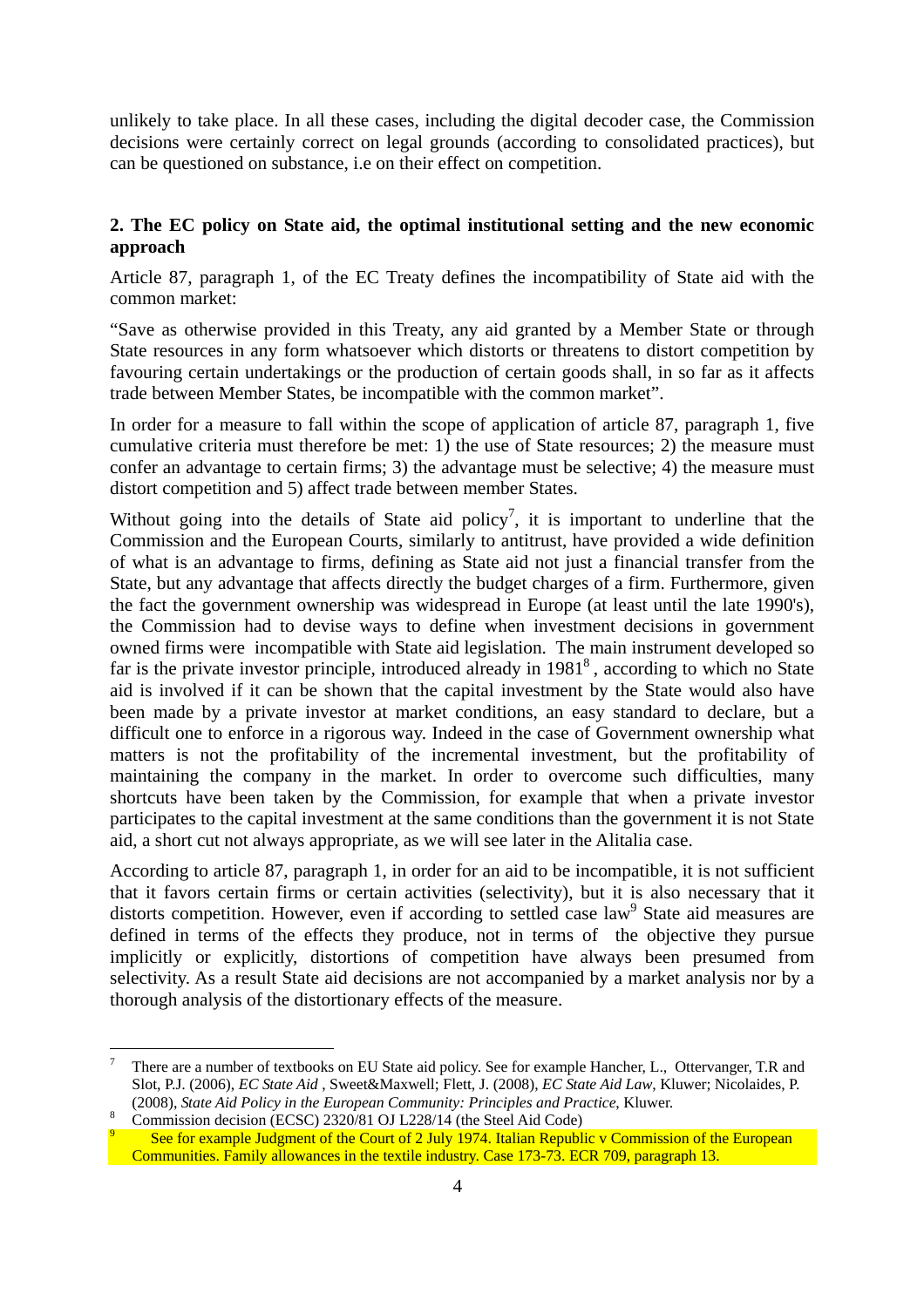unlikely to take place. In all these cases, including the digital decoder case, the Commission decisions were certainly correct on legal grounds (according to consolidated practices), but can be questioned on substance, i.e on their effect on competition.

## 2. The EC policy on State aid, the optimal institutional setting and the new economic approach

Article 87, paragraph 1, of the EC Treaty defines the incompatibility of State aid with the common market:

"Save as otherwise provided in this Treaty, any aid granted by a Member State or through State resources in any form whatsoever which distorts or threatens to distort competition by favouring certain undertakings or the production of certain goods shall, in so far as it affects trade between Member States, be incompatible with the common market".

In order for a measure to fall within the scope of application of article 87, paragraph 1, five cumulative criteria must therefore be met: 1) the use of State resources; 2) the measure must confer an advantage to certain firms; 3) the advantage must be selective; 4) the measure must distort competition and 5) affect trade between member States.

Without going into the details of State aid policy[7], it is important to underline that the Commission and the European Courts, similarly to antitrust, have provided a wide definition of what is an advantage to firms, defining as State aid not just a financial transfer from the State, but any advantage that affects directly the budget charges of a firm. Furthermore, given the fact the government ownership was widespread in Europe (at least until the late 1990's), the Commission had to devise ways to define when investment decisions in government owned firms were incompatible with State aid legislation. The main instrument developed so far is the private investor principle, introduced already in 1981[8], according to which no State aid is involved if it can be shown that the capital investment by the State would also have been made by a private investor at market conditions, an easy standard to declare, but a difficult one to enforce in a rigorous way. Indeed in the case of Government ownership what matters is not the profitability of the incremental investment, but the profitability of maintaining the company in the market. In order to overcome such difficulties, many shortcuts have been taken by the Commission, for example that when a private investor participates to the capital investment at the same conditions than the government it is not State aid, a short cut not always appropriate, as we will see later in the Alitalia case.

According to article 87, paragraph 1, in order for an aid to be incompatible, it is not sufficient that it favors certain firms or certain activities (selectivity), but it is also necessary that it distorts competition. However, even if according to settled case law[9] State aid measures are defined in terms of the effects they produce, not in terms of the objective they pursue implicitly or explicitly, distortions of competition have always been presumed from selectivity. As a result State aid decisions are not accompanied by a market analysis nor by a thorough analysis of the distortionary effects of the measure.

---

[7] There are a number of textbooks on EU State aid policy. See for example Hancher, L., Ottervanger, T.R and Slot, P.J. (2006), *EC State Aid*, Sweet&Maxwell; Flett, J. (2008), *EC State Aid Law*, Kluwer; Nicolaides, P. (2008), *State Aid Policy in the European Community: Principles and Practice*, Kluwer.

[8] Commission decision (ECSC) 2320/81 OJ L228/14 (the Steel Aid Code)

[9] See for example Judgment of the Court of 2 July 1974. Italian Republic v Commission of the European Communities. Family allowances in the textile industry. Case 173-73. ECR 709, paragraph 13.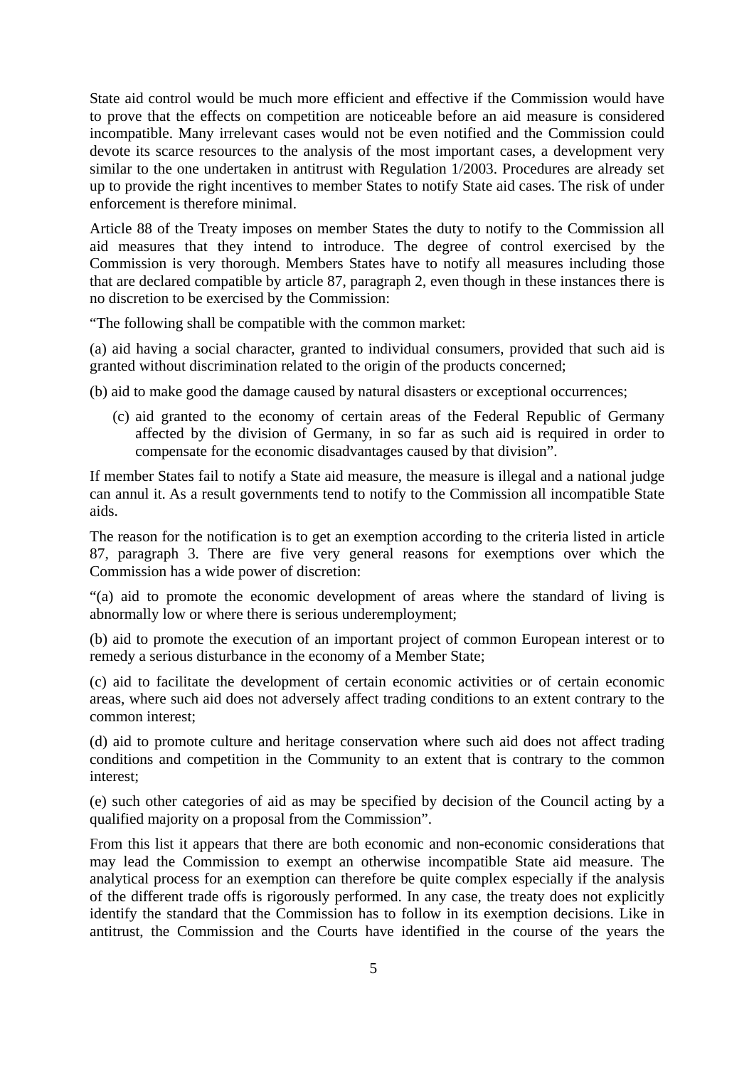State aid control would be much more efficient and effective if the Commission would have to prove that the effects on competition are noticeable before an aid measure is considered incompatible. Many irrelevant cases would not be even notified and the Commission could devote its scarce resources to the analysis of the most important cases, a development very similar to the one undertaken in antitrust with Regulation 1/2003. Procedures are already set up to provide the right incentives to member States to notify State aid cases. The risk of under enforcement is therefore minimal.

Article 88 of the Treaty imposes on member States the duty to notify to the Commission all aid measures that they intend to introduce. The degree of control exercised by the Commission is very thorough. Members States have to notify all measures including those that are declared compatible by article 87, paragraph 2, even though in these instances there is no discretion to be exercised by the Commission:

“The following shall be compatible with the common market:

(a) aid having a social character, granted to individual consumers, provided that such aid is granted without discrimination related to the origin of the products concerned;

(b) aid to make good the damage caused by natural disasters or exceptional occurrences;

(c) aid granted to the economy of certain areas of the Federal Republic of Germany affected by the division of Germany, in so far as such aid is required in order to compensate for the economic disadvantages caused by that division”.

If member States fail to notify a State aid measure, the measure is illegal and a national judge can annul it. As a result governments tend to notify to the Commission all incompatible State aids.

The reason for the notification is to get an exemption according to the criteria listed in article 87, paragraph 3. There are five very general reasons for exemptions over which the Commission has a wide power of discretion:

“(a) aid to promote the economic development of areas where the standard of living is abnormally low or where there is serious underemployment;

(b) aid to promote the execution of an important project of common European interest or to remedy a serious disturbance in the economy of a Member State;

(c) aid to facilitate the development of certain economic activities or of certain economic areas, where such aid does not adversely affect trading conditions to an extent contrary to the common interest;

(d) aid to promote culture and heritage conservation where such aid does not affect trading conditions and competition in the Community to an extent that is contrary to the common interest;

(e) such other categories of aid as may be specified by decision of the Council acting by a qualified majority on a proposal from the Commission”.

From this list it appears that there are both economic and non-economic considerations that may lead the Commission to exempt an otherwise incompatible State aid measure. The analytical process for an exemption can therefore be quite complex especially if the analysis of the different trade offs is rigorously performed. In any case, the treaty does not explicitly identify the standard that the Commission has to follow in its exemption decisions. Like in antitrust, the Commission and the Courts have identified in the course of the years the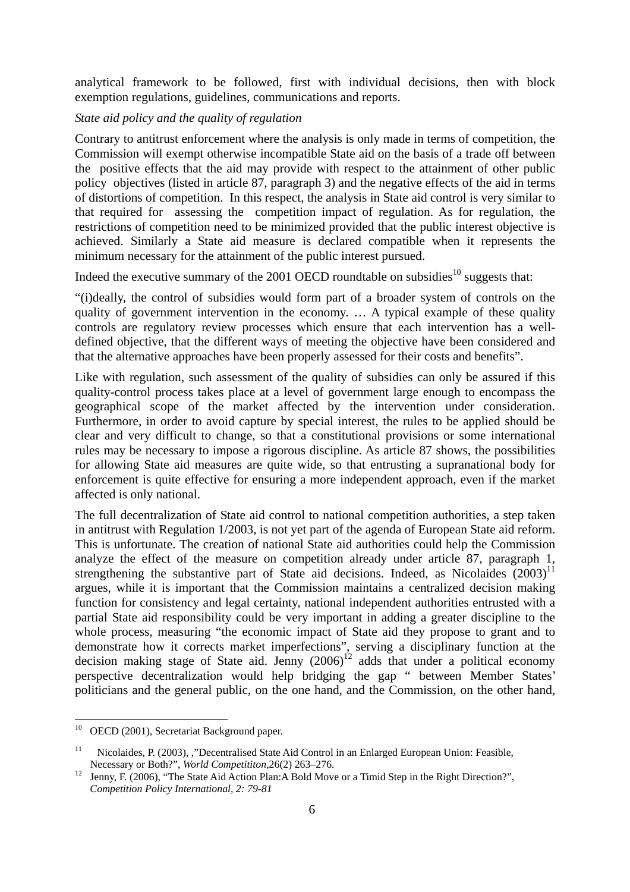analytical framework to be followed, first with individual decisions, then with block exemption regulations, guidelines, communications and reports.

*State aid policy and the quality of regulation*

Contrary to antitrust enforcement where the analysis is only made in terms of competition, the Commission will exempt otherwise incompatible State aid on the basis of a trade off between the positive effects that the aid may provide with respect to the attainment of other public policy objectives (listed in article 87, paragraph 3) and the negative effects of the aid in terms of distortions of competition. In this respect, the analysis in State aid control is very similar to that required for assessing the competition impact of regulation. As for regulation, the restrictions of competition need to be minimized provided that the public interest objective is achieved. Similarly a State aid measure is declared compatible when it represents the minimum necessary for the attainment of the public interest pursued.

Indeed the executive summary of the 2001 OECD roundtable on subsidies[10] suggests that:

"(i)deally, the control of subsidies would form part of a broader system of controls on the quality of government intervention in the economy. … A typical example of these quality controls are regulatory review processes which ensure that each intervention has a well-defined objective, that the different ways of meeting the objective have been considered and that the alternative approaches have been properly assessed for their costs and benefits".

Like with regulation, such assessment of the quality of subsidies can only be assured if this quality-control process takes place at a level of government large enough to encompass the geographical scope of the market affected by the intervention under consideration. Furthermore, in order to avoid capture by special interest, the rules to be applied should be clear and very difficult to change, so that a constitutional provisions or some international rules may be necessary to impose a rigorous discipline. As article 87 shows, the possibilities for allowing State aid measures are quite wide, so that entrusting a supranational body for enforcement is quite effective for ensuring a more independent approach, even if the market affected is only national.

The full decentralization of State aid control to national competition authorities, a step taken in antitrust with Regulation 1/2003, is not yet part of the agenda of European State aid reform. This is unfortunate. The creation of national State aid authorities could help the Commission analyze the effect of the measure on competition already under article 87, paragraph 1, strengthening the substantive part of State aid decisions. Indeed, as Nicolaides (2003)[11] argues, while it is important that the Commission maintains a centralized decision making function for consistency and legal certainty, national independent authorities entrusted with a partial State aid responsibility could be very important in adding a greater discipline to the whole process, measuring "the economic impact of State aid they propose to grant and to demonstrate how it corrects market imperfections", serving a disciplinary function at the decision making stage of State aid. Jenny (2006)[12] adds that under a political economy perspective decentralization would help bridging the gap " between Member States' politicians and the general public, on the one hand, and the Commission, on the other hand,

---

[10] OECD (2001), Secretariat Background paper.

[11] Nicolaides, P. (2003), ,"Decentralised State Aid Control in an Enlarged European Union: Feasible, Necessary or Both?", *World Competititon*,26(2) 263–276.

[12] Jenny, F. (2006), "The State Aid Action Plan:A Bold Move or a Timid Step in the Right Direction?", *Competition Policy International, 2: 79-81*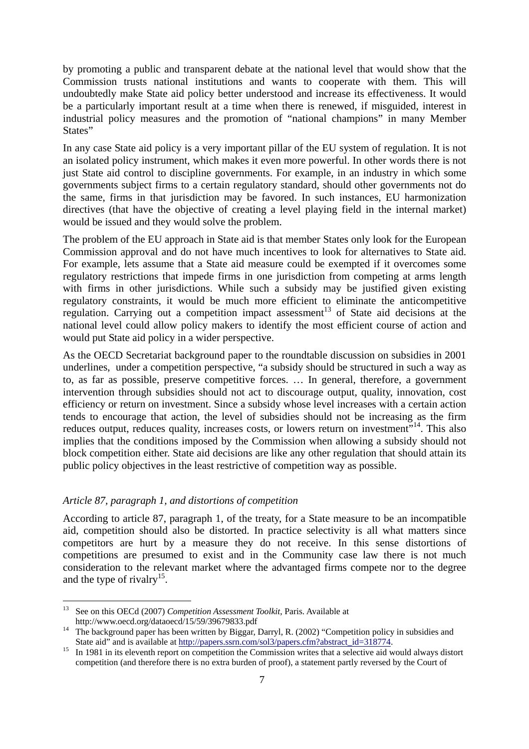by promoting a public and transparent debate at the national level that would show that the Commission trusts national institutions and wants to cooperate with them. This will undoubtedly make State aid policy better understood and increase its effectiveness. It would be a particularly important result at a time when there is renewed, if misguided, interest in industrial policy measures and the promotion of "national champions" in many Member States"

In any case State aid policy is a very important pillar of the EU system of regulation. It is not an isolated policy instrument, which makes it even more powerful. In other words there is not just State aid control to discipline governments. For example, in an industry in which some governments subject firms to a certain regulatory standard, should other governments not do the same, firms in that jurisdiction may be favored. In such instances, EU harmonization directives (that have the objective of creating a level playing field in the internal market) would be issued and they would solve the problem.

The problem of the EU approach in State aid is that member States only look for the European Commission approval and do not have much incentives to look for alternatives to State aid. For example, lets assume that a State aid measure could be exempted if it overcomes some regulatory restrictions that impede firms in one jurisdiction from competing at arms length with firms in other jurisdictions. While such a subsidy may be justified given existing regulatory constraints, it would be much more efficient to eliminate the anticompetitive regulation. Carrying out a competition impact assessment[13] of State aid decisions at the national level could allow policy makers to identify the most efficient course of action and would put State aid policy in a wider perspective.

As the OECD Secretariat background paper to the roundtable discussion on subsidies in 2001 underlines, under a competition perspective, "a subsidy should be structured in such a way as to, as far as possible, preserve competitive forces. … In general, therefore, a government intervention through subsidies should not act to discourage output, quality, innovation, cost efficiency or return on investment. Since a subsidy whose level increases with a certain action tends to encourage that action, the level of subsidies should not be increasing as the firm reduces output, reduces quality, increases costs, or lowers return on investment"[14]. This also implies that the conditions imposed by the Commission when allowing a subsidy should not block competition either. State aid decisions are like any other regulation that should attain its public policy objectives in the least restrictive of competition way as possible.

*Article 87, paragraph 1, and distortions of competition*

According to article 87, paragraph 1, of the treaty, for a State measure to be an incompatible aid, competition should also be distorted. In practice selectivity is all what matters since competitors are hurt by a measure they do not receive. In this sense distortions of competitions are presumed to exist and in the Community case law there is not much consideration to the relevant market where the advantaged firms compete nor to the degree and the type of rivalry[15].

---

[13] See on this OECd (2007) *Competition Assessment Toolkit*, Paris. Available at http://www.oecd.org/dataoecd/15/59/39679833.pdf

[14] The background paper has been written by Biggar, Darryl, R. (2002) "Competition policy in subsidies and State aid" and is available at http://papers.ssrn.com/sol3/papers.cfm?abstract_id=318774.

[15] In 1981 in its eleventh report on competition the Commission writes that a selective aid would always distort competition (and therefore there is no extra burden of proof), a statement partly reversed by the Court of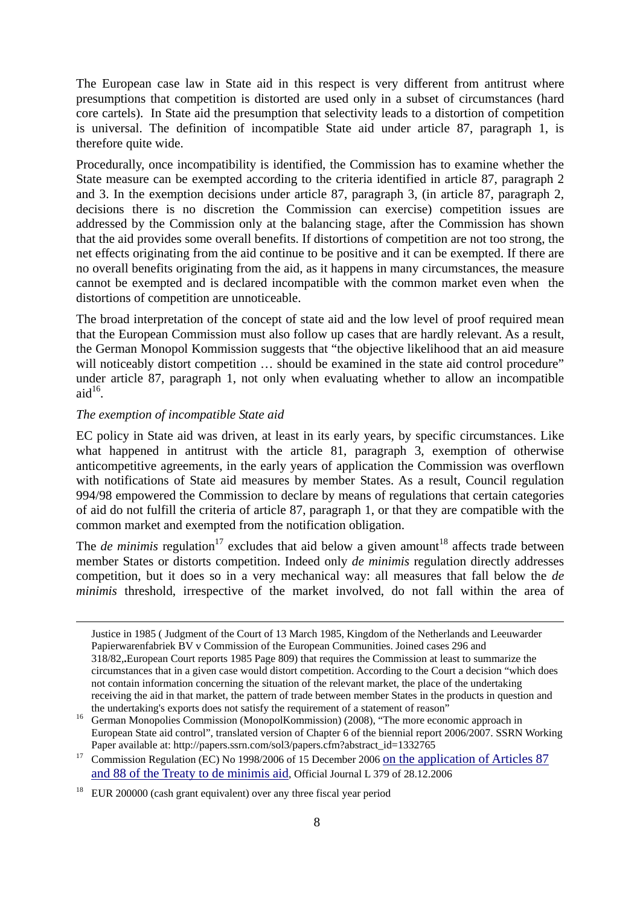The European case law in State aid in this respect is very different from antitrust where presumptions that competition is distorted are used only in a subset of circumstances (hard core cartels). In State aid the presumption that selectivity leads to a distortion of competition is universal. The definition of incompatible State aid under article 87, paragraph 1, is therefore quite wide.

Procedurally, once incompatibility is identified, the Commission has to examine whether the State measure can be exempted according to the criteria identified in article 87, paragraph 2 and 3. In the exemption decisions under article 87, paragraph 3, (in article 87, paragraph 2, decisions there is no discretion the Commission can exercise) competition issues are addressed by the Commission only at the balancing stage, after the Commission has shown that the aid provides some overall benefits. If distortions of competition are not too strong, the net effects originating from the aid continue to be positive and it can be exempted. If there are no overall benefits originating from the aid, as it happens in many circumstances, the measure cannot be exempted and is declared incompatible with the common market even when the distortions of competition are unnoticeable.

The broad interpretation of the concept of state aid and the low level of proof required mean that the European Commission must also follow up cases that are hardly relevant. As a result, the German Monopol Kommission suggests that "the objective likelihood that an aid measure will noticeably distort competition … should be examined in the state aid control procedure" under article 87, paragraph 1, not only when evaluating whether to allow an incompatible aid[16].

*The exemption of incompatible State aid*

EC policy in State aid was driven, at least in its early years, by specific circumstances. Like what happened in antitrust with the article 81, paragraph 3, exemption of otherwise anticompetitive agreements, in the early years of application the Commission was overflown with notifications of State aid measures by member States. As a result, Council regulation 994/98 empowered the Commission to declare by means of regulations that certain categories of aid do not fulfill the criteria of article 87, paragraph 1, or that they are compatible with the common market and exempted from the notification obligation.

The *de minimis* regulation[17] excludes that aid below a given amount[18] affects trade between member States or distorts competition. Indeed only *de minimis* regulation directly addresses competition, but it does so in a very mechanical way: all measures that fall below the *de minimis* threshold, irrespective of the market involved, do not fall within the area of

---

Justice in 1985 ( Judgment of the Court of 13 March 1985, Kingdom of the Netherlands and Leeuwarder Papierwarenfabriek BV v Commission of the European Communities. Joined cases 296 and 318/82,.European Court reports 1985 Page 809) that requires the Commission at least to summarize the circumstances that in a given case would distort competition. According to the Court a decision "which does not contain information concerning the situation of the relevant market, the place of the undertaking receiving the aid in that market, the pattern of trade between member States in the products in question and the undertaking's exports does not satisfy the requirement of a statement of reason"

[16] German Monopolies Commission (MonopolKommission) (2008), "The more economic approach in European State aid control", translated version of Chapter 6 of the biennial report 2006/2007. SSRN Working Paper available at: http://papers.ssrn.com/sol3/papers.cfm?abstract_id=1332765

[17] Commission Regulation (EC) No 1998/2006 of 15 December 2006 on the application of Articles 87 and 88 of the Treaty to de minimis aid, Official Journal L 379 of 28.12.2006

[18] EUR 200000 (cash grant equivalent) over any three fiscal year period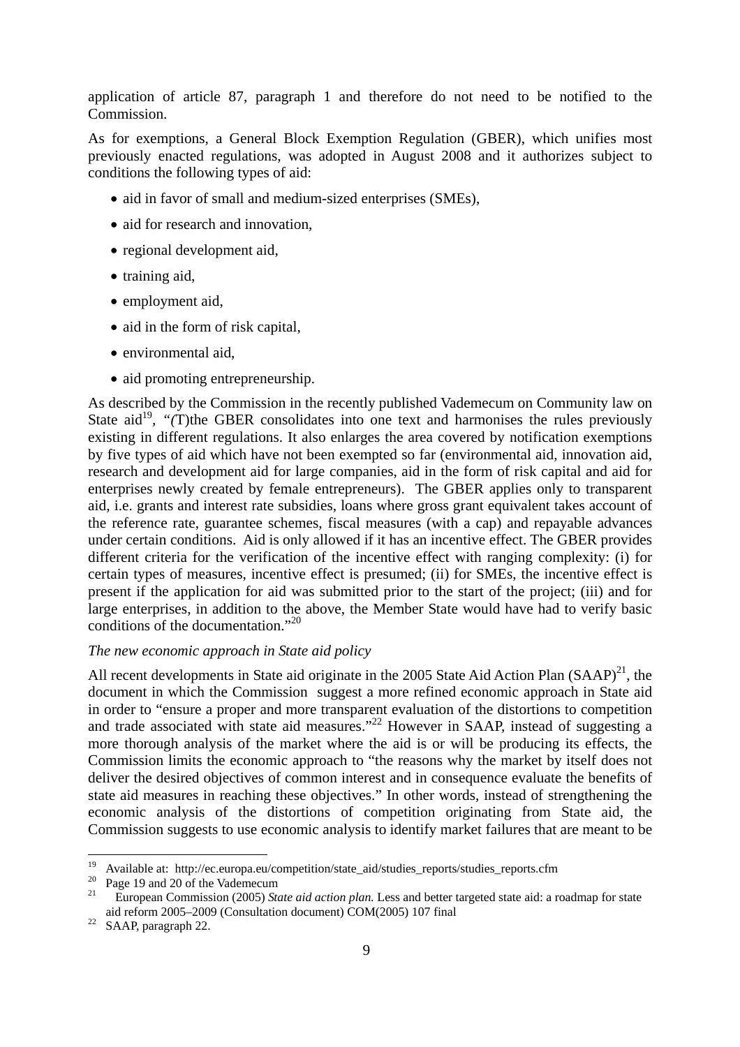application of article 87, paragraph 1 and therefore do not need to be notified to the Commission.

As for exemptions, a General Block Exemption Regulation (GBER), which unifies most previously enacted regulations, was adopted in August 2008 and it authorizes subject to conditions the following types of aid:

- aid in favor of small and medium-sized enterprises (SMEs),
- aid for research and innovation,
- regional development aid,
- training aid,
- employment aid,
- aid in the form of risk capital,
- environmental aid,
- aid promoting entrepreneurship.

As described by the Commission in the recently published Vademecum on Community law on State aid[19], "(T)the GBER consolidates into one text and harmonises the rules previously existing in different regulations. It also enlarges the area covered by notification exemptions by five types of aid which have not been exempted so far (environmental aid, innovation aid, research and development aid for large companies, aid in the form of risk capital and aid for enterprises newly created by female entrepreneurs). The GBER applies only to transparent aid, i.e. grants and interest rate subsidies, loans where gross grant equivalent takes account of the reference rate, guarantee schemes, fiscal measures (with a cap) and repayable advances under certain conditions. Aid is only allowed if it has an incentive effect. The GBER provides different criteria for the verification of the incentive effect with ranging complexity: (i) for certain types of measures, incentive effect is presumed; (ii) for SMEs, the incentive effect is present if the application for aid was submitted prior to the start of the project; (iii) and for large enterprises, in addition to the above, the Member State would have had to verify basic conditions of the documentation."[20]

*The new economic approach in State aid policy*

All recent developments in State aid originate in the 2005 State Aid Action Plan (SAAP)[21], the document in which the Commission suggest a more refined economic approach in State aid in order to "ensure a proper and more transparent evaluation of the distortions to competition and trade associated with state aid measures."[22] However in SAAP, instead of suggesting a more thorough analysis of the market where the aid is or will be producing its effects, the Commission limits the economic approach to "the reasons why the market by itself does not deliver the desired objectives of common interest and in consequence evaluate the benefits of state aid measures in reaching these objectives." In other words, instead of strengthening the economic analysis of the distortions of competition originating from State aid, the Commission suggests to use economic analysis to identify market failures that are meant to be

---

[19] Available at: http://ec.europa.eu/competition/state_aid/studies_reports/studies_reports.cfm

[20] Page 19 and 20 of the Vademecum

[21] European Commission (2005) *State aid action plan.* Less and better targeted state aid: a roadmap for state aid reform 2005–2009 (Consultation document) COM(2005) 107 final

[22] SAAP, paragraph 22.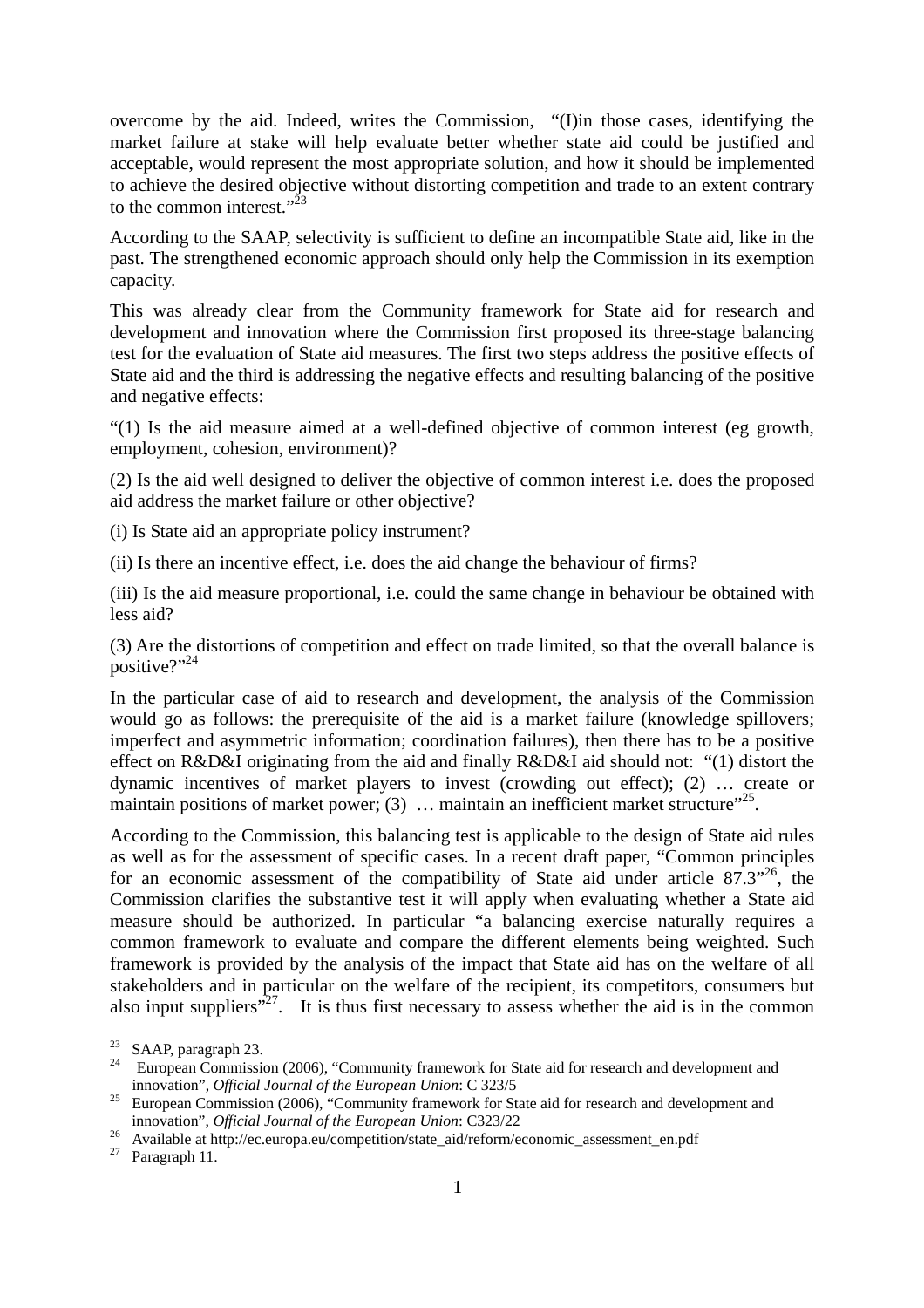overcome by the aid. Indeed, writes the Commission, "(I)in those cases, identifying the market failure at stake will help evaluate better whether state aid could be justified and acceptable, would represent the most appropriate solution, and how it should be implemented to achieve the desired objective without distorting competition and trade to an extent contrary to the common interest."[23]

According to the SAAP, selectivity is sufficient to define an incompatible State aid, like in the past. The strengthened economic approach should only help the Commission in its exemption capacity.

This was already clear from the Community framework for State aid for research and development and innovation where the Commission first proposed its three-stage balancing test for the evaluation of State aid measures. The first two steps address the positive effects of State aid and the third is addressing the negative effects and resulting balancing of the positive and negative effects:

"(1) Is the aid measure aimed at a well-defined objective of common interest (eg growth, employment, cohesion, environment)?

(2) Is the aid well designed to deliver the objective of common interest i.e. does the proposed aid address the market failure or other objective?

(i) Is State aid an appropriate policy instrument?

(ii) Is there an incentive effect, i.e. does the aid change the behaviour of firms?

(iii) Is the aid measure proportional, i.e. could the same change in behaviour be obtained with less aid?

(3) Are the distortions of competition and effect on trade limited, so that the overall balance is positive?"[24]

In the particular case of aid to research and development, the analysis of the Commission would go as follows: the prerequisite of the aid is a market failure (knowledge spillovers; imperfect and asymmetric information; coordination failures), then there has to be a positive effect on R&D&I originating from the aid and finally R&D&I aid should not: "(1) distort the dynamic incentives of market players to invest (crowding out effect); (2) … create or maintain positions of market power; (3) … maintain an inefficient market structure"[25].

According to the Commission, this balancing test is applicable to the design of State aid rules as well as for the assessment of specific cases. In a recent draft paper, "Common principles for an economic assessment of the compatibility of State aid under article 87.3"[26], the Commission clarifies the substantive test it will apply when evaluating whether a State aid measure should be authorized. In particular "a balancing exercise naturally requires a common framework to evaluate and compare the different elements being weighted. Such framework is provided by the analysis of the impact that State aid has on the welfare of all stakeholders and in particular on the welfare of the recipient, its competitors, consumers but also input suppliers"[27]. It is thus first necessary to assess whether the aid is in the common

---

[23] SAAP, paragraph 23.

[24] European Commission (2006), "Community framework for State aid for research and development and innovation", *Official Journal of the European Union*: C 323/5

[25] European Commission (2006), "Community framework for State aid for research and development and innovation", *Official Journal of the European Union*: C323/22

[26] Available at http://ec.europa.eu/competition/state_aid/reform/economic_assessment_en.pdf

[27] Paragraph 11.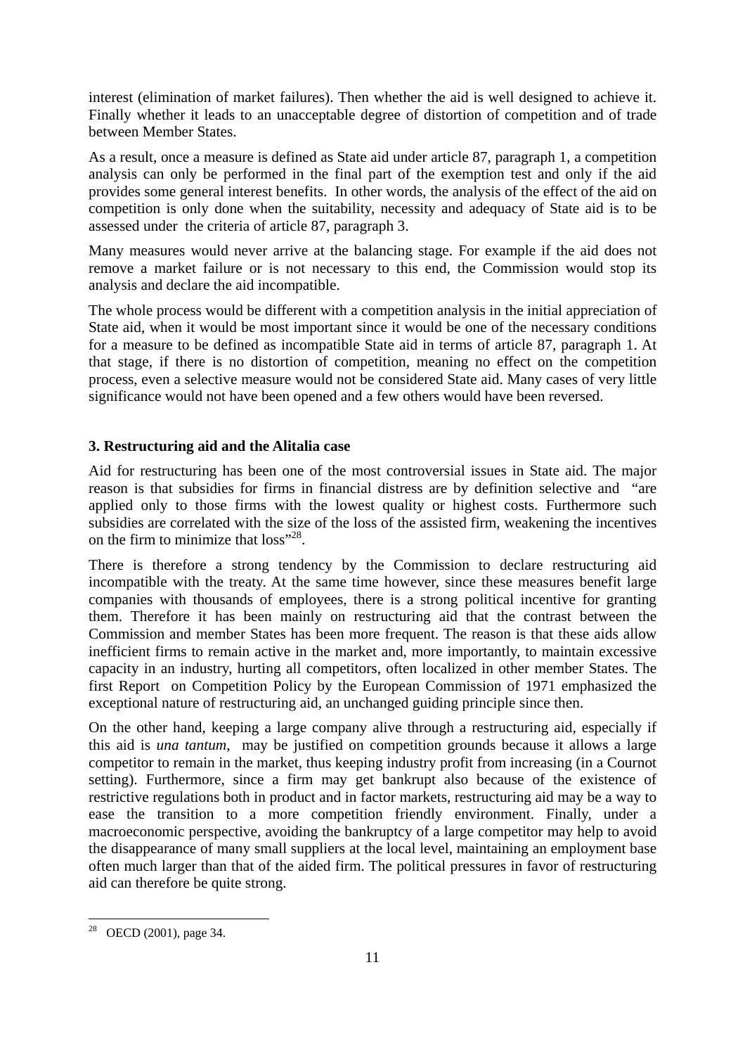interest (elimination of market failures). Then whether the aid is well designed to achieve it. Finally whether it leads to an unacceptable degree of distortion of competition and of trade between Member States.

As a result, once a measure is defined as State aid under article 87, paragraph 1, a competition analysis can only be performed in the final part of the exemption test and only if the aid provides some general interest benefits. In other words, the analysis of the effect of the aid on competition is only done when the suitability, necessity and adequacy of State aid is to be assessed under the criteria of article 87, paragraph 3.

Many measures would never arrive at the balancing stage. For example if the aid does not remove a market failure or is not necessary to this end, the Commission would stop its analysis and declare the aid incompatible.

The whole process would be different with a competition analysis in the initial appreciation of State aid, when it would be most important since it would be one of the necessary conditions for a measure to be defined as incompatible State aid in terms of article 87, paragraph 1. At that stage, if there is no distortion of competition, meaning no effect on the competition process, even a selective measure would not be considered State aid. Many cases of very little significance would not have been opened and a few others would have been reversed.

### 3. Restructuring aid and the Alitalia case

Aid for restructuring has been one of the most controversial issues in State aid. The major reason is that subsidies for firms in financial distress are by definition selective and "are applied only to those firms with the lowest quality or highest costs. Furthermore such subsidies are correlated with the size of the loss of the assisted firm, weakening the incentives on the firm to minimize that loss"[28].

There is therefore a strong tendency by the Commission to declare restructuring aid incompatible with the treaty. At the same time however, since these measures benefit large companies with thousands of employees, there is a strong political incentive for granting them. Therefore it has been mainly on restructuring aid that the contrast between the Commission and member States has been more frequent. The reason is that these aids allow inefficient firms to remain active in the market and, more importantly, to maintain excessive capacity in an industry, hurting all competitors, often localized in other member States. The first Report on Competition Policy by the European Commission of 1971 emphasized the exceptional nature of restructuring aid, an unchanged guiding principle since then.

On the other hand, keeping a large company alive through a restructuring aid, especially if this aid is *una tantum*, may be justified on competition grounds because it allows a large competitor to remain in the market, thus keeping industry profit from increasing (in a Cournot setting). Furthermore, since a firm may get bankrupt also because of the existence of restrictive regulations both in product and in factor markets, restructuring aid may be a way to ease the transition to a more competition friendly environment. Finally, under a macroeconomic perspective, avoiding the bankruptcy of a large competitor may help to avoid the disappearance of many small suppliers at the local level, maintaining an employment base often much larger than that of the aided firm. The political pressures in favor of restructuring aid can therefore be quite strong.

---

[28] OECD (2001), page 34.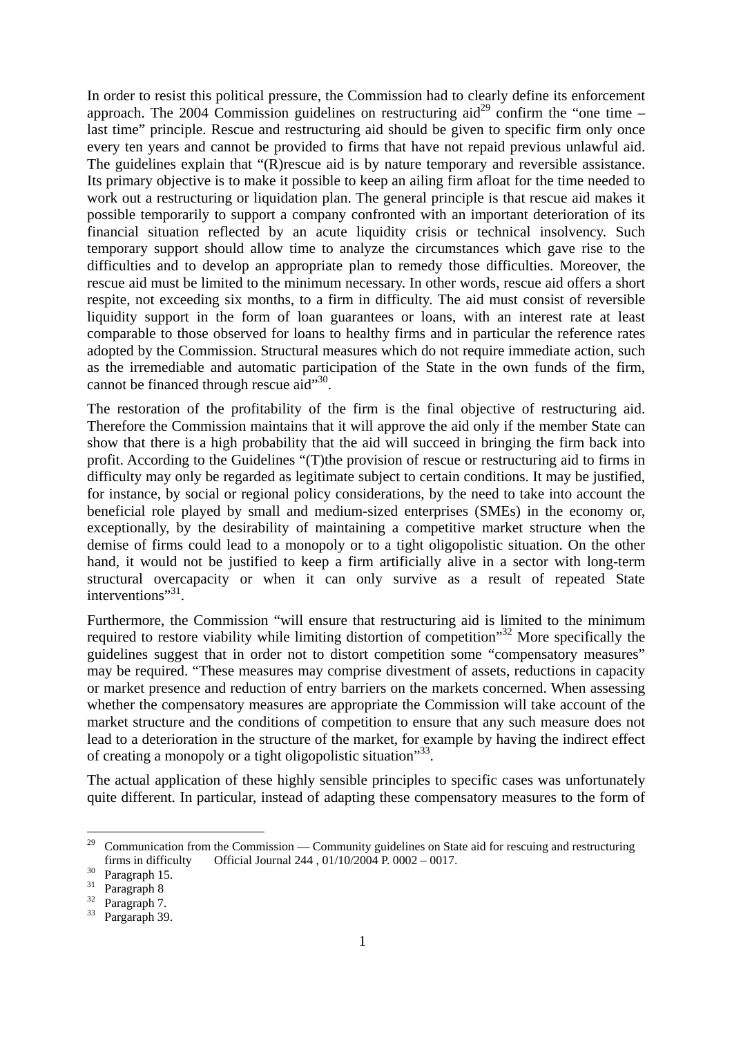In order to resist this political pressure, the Commission had to clearly define its enforcement approach. The 2004 Commission guidelines on restructuring aid[29] confirm the "one time – last time" principle. Rescue and restructuring aid should be given to specific firm only once every ten years and cannot be provided to firms that have not repaid previous unlawful aid. The guidelines explain that "(R)rescue aid is by nature temporary and reversible assistance. Its primary objective is to make it possible to keep an ailing firm afloat for the time needed to work out a restructuring or liquidation plan. The general principle is that rescue aid makes it possible temporarily to support a company confronted with an important deterioration of its financial situation reflected by an acute liquidity crisis or technical insolvency. Such temporary support should allow time to analyze the circumstances which gave rise to the difficulties and to develop an appropriate plan to remedy those difficulties. Moreover, the rescue aid must be limited to the minimum necessary. In other words, rescue aid offers a short respite, not exceeding six months, to a firm in difficulty. The aid must consist of reversible liquidity support in the form of loan guarantees or loans, with an interest rate at least comparable to those observed for loans to healthy firms and in particular the reference rates adopted by the Commission. Structural measures which do not require immediate action, such as the irremediable and automatic participation of the State in the own funds of the firm, cannot be financed through rescue aid"[30].

The restoration of the profitability of the firm is the final objective of restructuring aid. Therefore the Commission maintains that it will approve the aid only if the member State can show that there is a high probability that the aid will succeed in bringing the firm back into profit. According to the Guidelines "(T)the provision of rescue or restructuring aid to firms in difficulty may only be regarded as legitimate subject to certain conditions. It may be justified, for instance, by social or regional policy considerations, by the need to take into account the beneficial role played by small and medium-sized enterprises (SMEs) in the economy or, exceptionally, by the desirability of maintaining a competitive market structure when the demise of firms could lead to a monopoly or to a tight oligopolistic situation. On the other hand, it would not be justified to keep a firm artificially alive in a sector with long-term structural overcapacity or when it can only survive as a result of repeated State interventions"[31].

Furthermore, the Commission "will ensure that restructuring aid is limited to the minimum required to restore viability while limiting distortion of competition"[32] More specifically the guidelines suggest that in order not to distort competition some "compensatory measures" may be required. "These measures may comprise divestment of assets, reductions in capacity or market presence and reduction of entry barriers on the markets concerned. When assessing whether the compensatory measures are appropriate the Commission will take account of the market structure and the conditions of competition to ensure that any such measure does not lead to a deterioration in the structure of the market, for example by having the indirect effect of creating a monopoly or a tight oligopolistic situation"[33].

The actual application of these highly sensible principles to specific cases was unfortunately quite different. In particular, instead of adapting these compensatory measures to the form of

---

[29] Communication from the Commission — Community guidelines on State aid for rescuing and restructuring firms in difficulty Official Journal 244 , 01/10/2004 P. 0002 – 0017.

[30] Paragraph 15.

[31] Paragraph 8

[32] Paragraph 7.

[33] Pargaraph 39.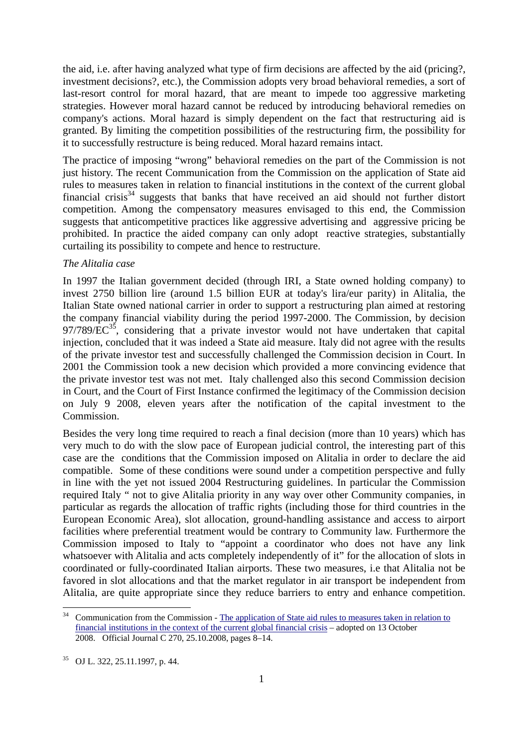the aid, i.e. after having analyzed what type of firm decisions are affected by the aid (pricing?, investment decisions?, etc.), the Commission adopts very broad behavioral remedies, a sort of last-resort control for moral hazard, that are meant to impede too aggressive marketing strategies. However moral hazard cannot be reduced by introducing behavioral remedies on company's actions. Moral hazard is simply dependent on the fact that restructuring aid is granted. By limiting the competition possibilities of the restructuring firm, the possibility for it to successfully restructure is being reduced. Moral hazard remains intact.

The practice of imposing "wrong" behavioral remedies on the part of the Commission is not just history. The recent Communication from the Commission on the application of State aid rules to measures taken in relation to financial institutions in the context of the current global financial crisis[34] suggests that banks that have received an aid should not further distort competition. Among the compensatory measures envisaged to this end, the Commission suggests that anticompetitive practices like aggressive advertising and aggressive pricing be prohibited. In practice the aided company can only adopt reactive strategies, substantially curtailing its possibility to compete and hence to restructure.

*The Alitalia case*

In 1997 the Italian government decided (through IRI, a State owned holding company) to invest 2750 billion lire (around 1.5 billion EUR at today's lira/eur parity) in Alitalia, the Italian State owned national carrier in order to support a restructuring plan aimed at restoring the company financial viability during the period 1997-2000. The Commission, by decision 97/789/EC[35], considering that a private investor would not have undertaken that capital injection, concluded that it was indeed a State aid measure. Italy did not agree with the results of the private investor test and successfully challenged the Commission decision in Court. In 2001 the Commission took a new decision which provided a more convincing evidence that the private investor test was not met. Italy challenged also this second Commission decision in Court, and the Court of First Instance confirmed the legitimacy of the Commission decision on July 9 2008, eleven years after the notification of the capital investment to the Commission.

Besides the very long time required to reach a final decision (more than 10 years) which has very much to do with the slow pace of European judicial control, the interesting part of this case are the conditions that the Commission imposed on Alitalia in order to declare the aid compatible. Some of these conditions were sound under a competition perspective and fully in line with the yet not issued 2004 Restructuring guidelines. In particular the Commission required Italy " not to give Alitalia priority in any way over other Community companies, in particular as regards the allocation of traffic rights (including those for third countries in the European Economic Area), slot allocation, ground-handling assistance and access to airport facilities where preferential treatment would be contrary to Community law. Furthermore the Commission imposed to Italy to "appoint a coordinator who does not have any link whatsoever with Alitalia and acts completely independently of it" for the allocation of slots in coordinated or fully-coordinated Italian airports. These two measures, i.e that Alitalia not be favored in slot allocations and that the market regulator in air transport be independent from Alitalia, are quite appropriate since they reduce barriers to entry and enhance competition.

---

[34] Communication from the Commission - The application of State aid rules to measures taken in relation to financial institutions in the context of the current global financial crisis – adopted on 13 October 2008. Official Journal C 270, 25.10.2008, pages 8–14.

[35] OJ L. 322, 25.11.1997, p. 44.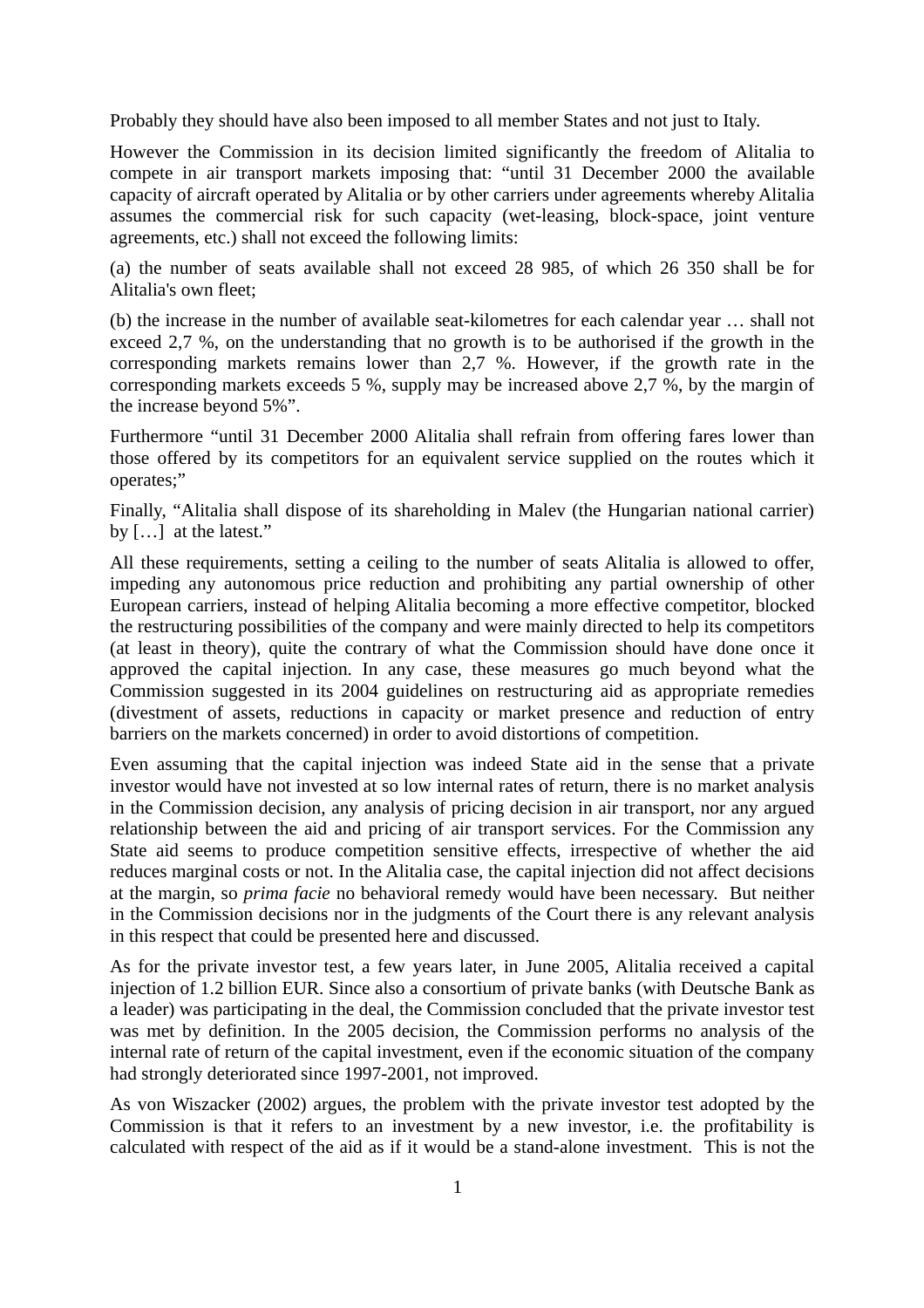Probably they should have also been imposed to all member States and not just to Italy.

However the Commission in its decision limited significantly the freedom of Alitalia to compete in air transport markets imposing that: "until 31 December 2000 the available capacity of aircraft operated by Alitalia or by other carriers under agreements whereby Alitalia assumes the commercial risk for such capacity (wet-leasing, block-space, joint venture agreements, etc.) shall not exceed the following limits:

(a) the number of seats available shall not exceed 28 985, of which 26 350 shall be for Alitalia's own fleet;

(b) the increase in the number of available seat-kilometres for each calendar year … shall not exceed 2,7 %, on the understanding that no growth is to be authorised if the growth in the corresponding markets remains lower than 2,7 %. However, if the growth rate in the corresponding markets exceeds 5 %, supply may be increased above 2,7 %, by the margin of the increase beyond 5%".

Furthermore "until 31 December 2000 Alitalia shall refrain from offering fares lower than those offered by its competitors for an equivalent service supplied on the routes which it operates;"

Finally, "Alitalia shall dispose of its shareholding in Malev (the Hungarian national carrier) by […] at the latest."

All these requirements, setting a ceiling to the number of seats Alitalia is allowed to offer, impeding any autonomous price reduction and prohibiting any partial ownership of other European carriers, instead of helping Alitalia becoming a more effective competitor, blocked the restructuring possibilities of the company and were mainly directed to help its competitors (at least in theory), quite the contrary of what the Commission should have done once it approved the capital injection. In any case, these measures go much beyond what the Commission suggested in its 2004 guidelines on restructuring aid as appropriate remedies (divestment of assets, reductions in capacity or market presence and reduction of entry barriers on the markets concerned) in order to avoid distortions of competition.

Even assuming that the capital injection was indeed State aid in the sense that a private investor would have not invested at so low internal rates of return, there is no market analysis in the Commission decision, any analysis of pricing decision in air transport, nor any argued relationship between the aid and pricing of air transport services. For the Commission any State aid seems to produce competition sensitive effects, irrespective of whether the aid reduces marginal costs or not. In the Alitalia case, the capital injection did not affect decisions at the margin, so *prima facie* no behavioral remedy would have been necessary. But neither in the Commission decisions nor in the judgments of the Court there is any relevant analysis in this respect that could be presented here and discussed.

As for the private investor test, a few years later, in June 2005, Alitalia received a capital injection of 1.2 billion EUR. Since also a consortium of private banks (with Deutsche Bank as a leader) was participating in the deal, the Commission concluded that the private investor test was met by definition. In the 2005 decision, the Commission performs no analysis of the internal rate of return of the capital investment, even if the economic situation of the company had strongly deteriorated since 1997-2001, not improved.

As von Wiszacker (2002) argues, the problem with the private investor test adopted by the Commission is that it refers to an investment by a new investor, i.e. the profitability is calculated with respect of the aid as if it would be a stand-alone investment. This is not the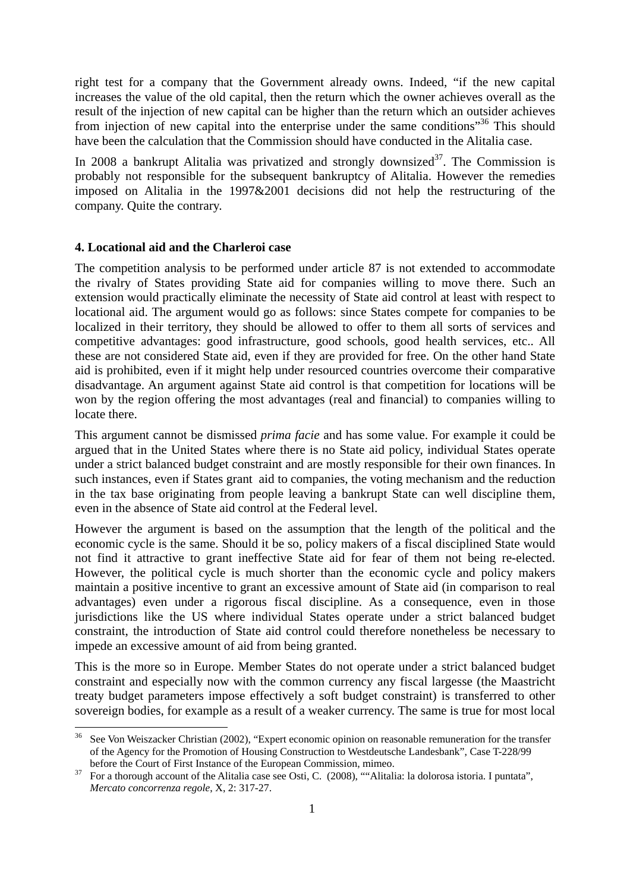right test for a company that the Government already owns. Indeed, “if the new capital increases the value of the old capital, then the return which the owner achieves overall as the result of the injection of new capital can be higher than the return which an outsider achieves from injection of new capital into the enterprise under the same conditions”[36] This should have been the calculation that the Commission should have conducted in the Alitalia case.

In 2008 a bankrupt Alitalia was privatized and strongly downsized[37]. The Commission is probably not responsible for the subsequent bankruptcy of Alitalia. However the remedies imposed on Alitalia in the 1997&2001 decisions did not help the restructuring of the company. Quite the contrary.

### 4. Locational aid and the Charleroi case

The competition analysis to be performed under article 87 is not extended to accommodate the rivalry of States providing State aid for companies willing to move there. Such an extension would practically eliminate the necessity of State aid control at least with respect to locational aid. The argument would go as follows: since States compete for companies to be localized in their territory, they should be allowed to offer to them all sorts of services and competitive advantages: good infrastructure, good schools, good health services, etc.. All these are not considered State aid, even if they are provided for free. On the other hand State aid is prohibited, even if it might help under resourced countries overcome their comparative disadvantage. An argument against State aid control is that competition for locations will be won by the region offering the most advantages (real and financial) to companies willing to locate there.

This argument cannot be dismissed *prima facie* and has some value. For example it could be argued that in the United States where there is no State aid policy, individual States operate under a strict balanced budget constraint and are mostly responsible for their own finances. In such instances, even if States grant aid to companies, the voting mechanism and the reduction in the tax base originating from people leaving a bankrupt State can well discipline them, even in the absence of State aid control at the Federal level.

However the argument is based on the assumption that the length of the political and the economic cycle is the same. Should it be so, policy makers of a fiscal disciplined State would not find it attractive to grant ineffective State aid for fear of them not being re-elected. However, the political cycle is much shorter than the economic cycle and policy makers maintain a positive incentive to grant an excessive amount of State aid (in comparison to real advantages) even under a rigorous fiscal discipline. As a consequence, even in those jurisdictions like the US where individual States operate under a strict balanced budget constraint, the introduction of State aid control could therefore nonetheless be necessary to impede an excessive amount of aid from being granted.

This is the more so in Europe. Member States do not operate under a strict balanced budget constraint and especially now with the common currency any fiscal largesse (the Maastricht treaty budget parameters impose effectively a soft budget constraint) is transferred to other sovereign bodies, for example as a result of a weaker currency. The same is true for most local

---

[36] See Von Weiszacker Christian (2002), “Expert economic opinion on reasonable remuneration for the transfer of the Agency for the Promotion of Housing Construction to Westdeutsche Landesbank”, Case T-228/99 before the Court of First Instance of the European Commission, mimeo.

[37] For a thorough account of the Alitalia case see Osti, C. (2008), ““Alitalia: la dolorosa istoria. I puntata”, *Mercato concorrenza regole*, X, 2: 317-27.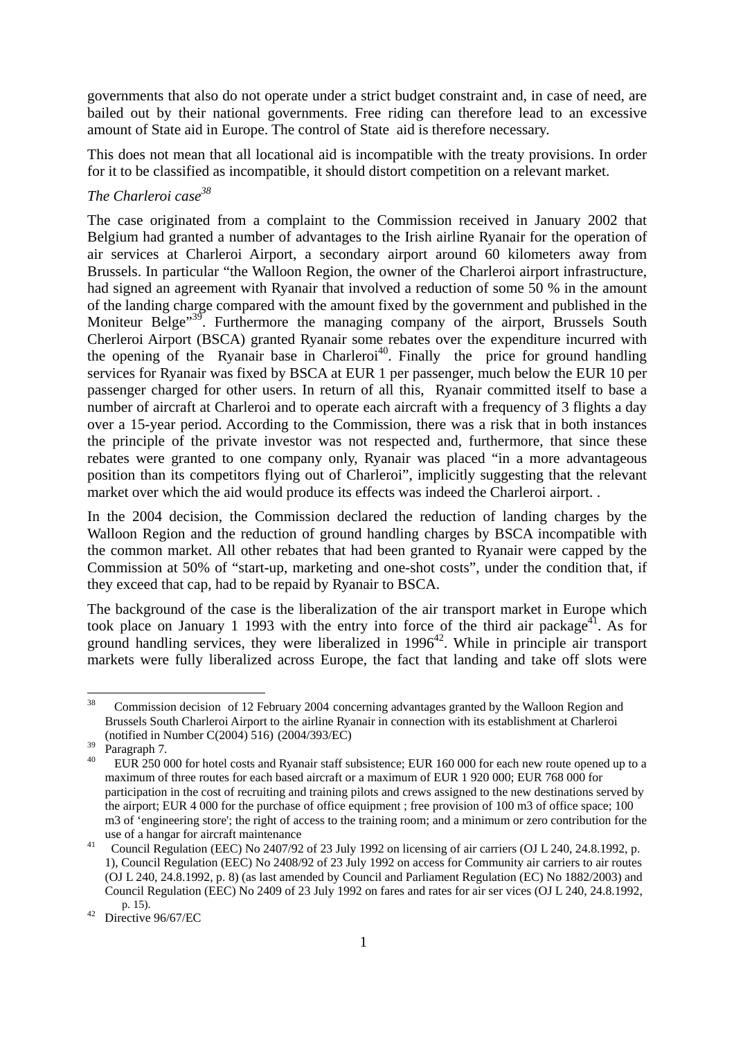governments that also do not operate under a strict budget constraint and, in case of need, are bailed out by their national governments. Free riding can therefore lead to an excessive amount of State aid in Europe. The control of State aid is therefore necessary.

This does not mean that all locational aid is incompatible with the treaty provisions. In order for it to be classified as incompatible, it should distort competition on a relevant market.

*The Charleroi case*[38]

The case originated from a complaint to the Commission received in January 2002 that Belgium had granted a number of advantages to the Irish airline Ryanair for the operation of air services at Charleroi Airport, a secondary airport around 60 kilometers away from Brussels. In particular "the Walloon Region, the owner of the Charleroi airport infrastructure, had signed an agreement with Ryanair that involved a reduction of some 50 % in the amount of the landing charge compared with the amount fixed by the government and published in the Moniteur Belge"[39]. Furthermore the managing company of the airport, Brussels South Cherleroi Airport (BSCA) granted Ryanair some rebates over the expenditure incurred with the opening of the Ryanair base in Charleroi[40]. Finally the price for ground handling services for Ryanair was fixed by BSCA at EUR 1 per passenger, much below the EUR 10 per passenger charged for other users. In return of all this, Ryanair committed itself to base a number of aircraft at Charleroi and to operate each aircraft with a frequency of 3 flights a day over a 15-year period. According to the Commission, there was a risk that in both instances the principle of the private investor was not respected and, furthermore, that since these rebates were granted to one company only, Ryanair was placed "in a more advantageous position than its competitors flying out of Charleroi", implicitly suggesting that the relevant market over which the aid would produce its effects was indeed the Charleroi airport. .

In the 2004 decision, the Commission declared the reduction of landing charges by the Walloon Region and the reduction of ground handling charges by BSCA incompatible with the common market. All other rebates that had been granted to Ryanair were capped by the Commission at 50% of "start-up, marketing and one-shot costs", under the condition that, if they exceed that cap, had to be repaid by Ryanair to BSCA.

The background of the case is the liberalization of the air transport market in Europe which took place on January 1 1993 with the entry into force of the third air package[41]. As for ground handling services, they were liberalized in 1996[42]. While in principle air transport markets were fully liberalized across Europe, the fact that landing and take off slots were

---

[38] Commission decision of 12 February 2004 concerning advantages granted by the Walloon Region and Brussels South Charleroi Airport to the airline Ryanair in connection with its establishment at Charleroi (notified in Number C(2004) 516) (2004/393/EC)

[39] Paragraph 7.

[40] EUR 250 000 for hotel costs and Ryanair staff subsistence; EUR 160 000 for each new route opened up to a maximum of three routes for each based aircraft or a maximum of EUR 1 920 000; EUR 768 000 for participation in the cost of recruiting and training pilots and crews assigned to the new destinations served by the airport; EUR 4 000 for the purchase of office equipment ; free provision of 100 m3 of office space; 100 m3 of 'engineering store'; the right of access to the training room; and a minimum or zero contribution for the use of a hangar for aircraft maintenance

[41] Council Regulation (EEC) No 2407/92 of 23 July 1992 on licensing of air carriers (OJ L 240, 24.8.1992, p. 1), Council Regulation (EEC) No 2408/92 of 23 July 1992 on access for Community air carriers to air routes (OJ L 240, 24.8.1992, p. 8) (as last amended by Council and Parliament Regulation (EC) No 1882/2003) and Council Regulation (EEC) No 2409 of 23 July 1992 on fares and rates for air ser vices (OJ L 240, 24.8.1992, p. 15).

[42] Directive 96/67/EC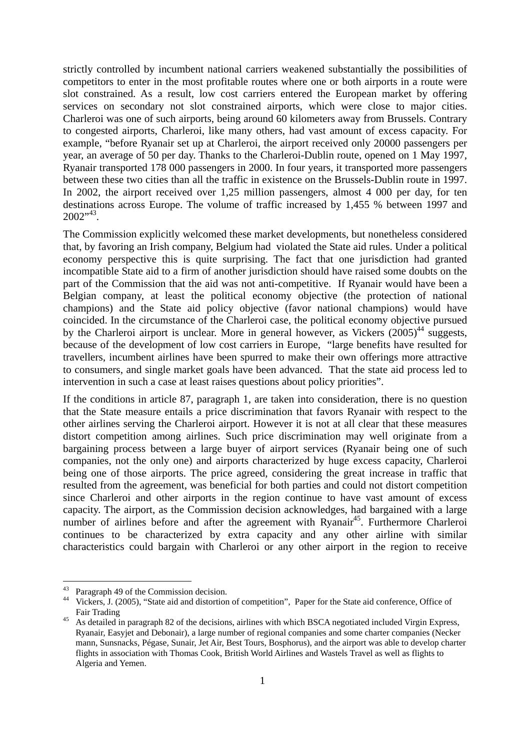strictly controlled by incumbent national carriers weakened substantially the possibilities of competitors to enter in the most profitable routes where one or both airports in a route were slot constrained. As a result, low cost carriers entered the European market by offering services on secondary not slot constrained airports, which were close to major cities. Charleroi was one of such airports, being around 60 kilometers away from Brussels. Contrary to congested airports, Charleroi, like many others, had vast amount of excess capacity. For example, "before Ryanair set up at Charleroi, the airport received only 20000 passengers per year, an average of 50 per day. Thanks to the Charleroi-Dublin route, opened on 1 May 1997, Ryanair transported 178 000 passengers in 2000. In four years, it transported more passengers between these two cities than all the traffic in existence on the Brussels-Dublin route in 1997. In 2002, the airport received over 1,25 million passengers, almost 4 000 per day, for ten destinations across Europe. The volume of traffic increased by 1,455 % between 1997 and 2002"[43].

The Commission explicitly welcomed these market developments, but nonetheless considered that, by favoring an Irish company, Belgium had violated the State aid rules. Under a political economy perspective this is quite surprising. The fact that one jurisdiction had granted incompatible State aid to a firm of another jurisdiction should have raised some doubts on the part of the Commission that the aid was not anti-competitive. If Ryanair would have been a Belgian company, at least the political economy objective (the protection of national champions) and the State aid policy objective (favor national champions) would have coincided. In the circumstance of the Charleroi case, the political economy objective pursued by the Charleroi airport is unclear. More in general however, as Vickers (2005)[44] suggests, because of the development of low cost carriers in Europe, "large benefits have resulted for travellers, incumbent airlines have been spurred to make their own offerings more attractive to consumers, and single market goals have been advanced. That the state aid process led to intervention in such a case at least raises questions about policy priorities".

If the conditions in article 87, paragraph 1, are taken into consideration, there is no question that the State measure entails a price discrimination that favors Ryanair with respect to the other airlines serving the Charleroi airport. However it is not at all clear that these measures distort competition among airlines. Such price discrimination may well originate from a bargaining process between a large buyer of airport services (Ryanair being one of such companies, not the only one) and airports characterized by huge excess capacity, Charleroi being one of those airports. The price agreed, considering the great increase in traffic that resulted from the agreement, was beneficial for both parties and could not distort competition since Charleroi and other airports in the region continue to have vast amount of excess capacity. The airport, as the Commission decision acknowledges, had bargained with a large number of airlines before and after the agreement with Ryanair[45]. Furthermore Charleroi continues to be characterized by extra capacity and any other airline with similar characteristics could bargain with Charleroi or any other airport in the region to receive

---

[43] Paragraph 49 of the Commission decision.

[44] Vickers, J. (2005), "State aid and distortion of competition", Paper for the State aid conference, Office of Fair Trading

[45] As detailed in paragraph 82 of the decisions, airlines with which BSCA negotiated included Virgin Express, Ryanair, Easyjet and Debonair), a large number of regional companies and some charter companies (Necker mann, Sunsnacks, Pégase, Sunair, Jet Air, Best Tours, Bosphorus), and the airport was able to develop charter flights in association with Thomas Cook, British World Airlines and Wastels Travel as well as flights to Algeria and Yemen.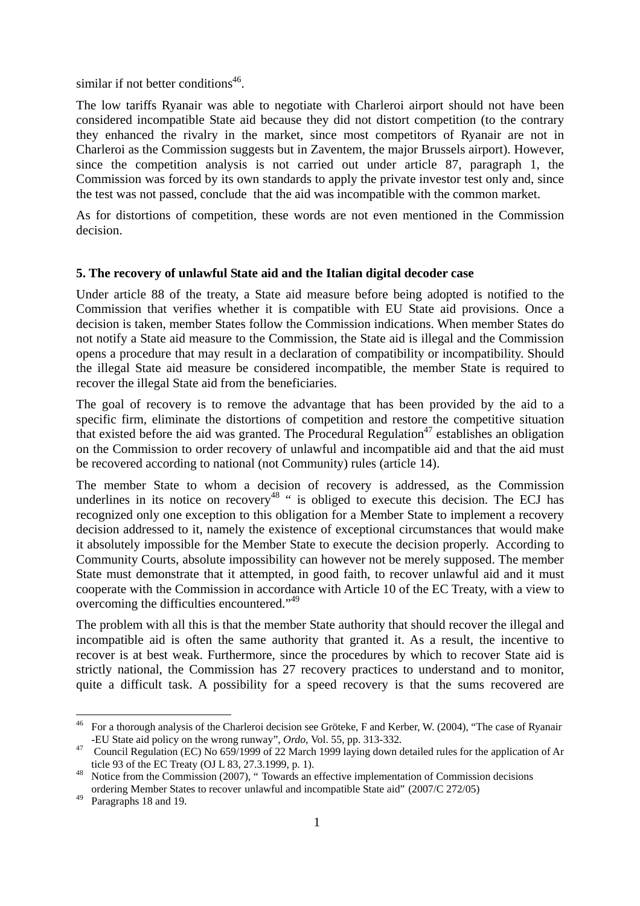similar if not better conditions[46].

The low tariffs Ryanair was able to negotiate with Charleroi airport should not have been considered incompatible State aid because they did not distort competition (to the contrary they enhanced the rivalry in the market, since most competitors of Ryanair are not in Charleroi as the Commission suggests but in Zaventem, the major Brussels airport). However, since the competition analysis is not carried out under article 87, paragraph 1, the Commission was forced by its own standards to apply the private investor test only and, since the test was not passed, conclude that the aid was incompatible with the common market.

As for distortions of competition, these words are not even mentioned in the Commission decision.

**5. The recovery of unlawful State aid and the Italian digital decoder case**

Under article 88 of the treaty, a State aid measure before being adopted is notified to the Commission that verifies whether it is compatible with EU State aid provisions. Once a decision is taken, member States follow the Commission indications. When member States do not notify a State aid measure to the Commission, the State aid is illegal and the Commission opens a procedure that may result in a declaration of compatibility or incompatibility. Should the illegal State aid measure be considered incompatible, the member State is required to recover the illegal State aid from the beneficiaries.

The goal of recovery is to remove the advantage that has been provided by the aid to a specific firm, eliminate the distortions of competition and restore the competitive situation that existed before the aid was granted. The Procedural Regulation[47] establishes an obligation on the Commission to order recovery of unlawful and incompatible aid and that the aid must be recovered according to national (not Community) rules (article 14).

The member State to whom a decision of recovery is addressed, as the Commission underlines in its notice on recovery[48] " is obliged to execute this decision. The ECJ has recognized only one exception to this obligation for a Member State to implement a recovery decision addressed to it, namely the existence of exceptional circumstances that would make it absolutely impossible for the Member State to execute the decision properly. According to Community Courts, absolute impossibility can however not be merely supposed. The member State must demonstrate that it attempted, in good faith, to recover unlawful aid and it must cooperate with the Commission in accordance with Article 10 of the EC Treaty, with a view to overcoming the difficulties encountered."[49]

The problem with all this is that the member State authority that should recover the illegal and incompatible aid is often the same authority that granted it. As a result, the incentive to recover is at best weak. Furthermore, since the procedures by which to recover State aid is strictly national, the Commission has 27 recovery practices to understand and to monitor, quite a difficult task. A possibility for a speed recovery is that the sums recovered are

---

[46] For a thorough analysis of the Charleroi decision see Gröteke, F and Kerber, W. (2004), "The case of Ryanair -EU State aid policy on the wrong runway", *Ordo*, Vol. 55, pp. 313-332.

[47] Council Regulation (EC) No 659/1999 of 22 March 1999 laying down detailed rules for the application of Article 93 of the EC Treaty (OJ L 83, 27.3.1999, p. 1).

[48] Notice from the Commission (2007), " Towards an effective implementation of Commission decisions ordering Member States to recover unlawful and incompatible State aid" (2007/C 272/05)

[49] Paragraphs 18 and 19.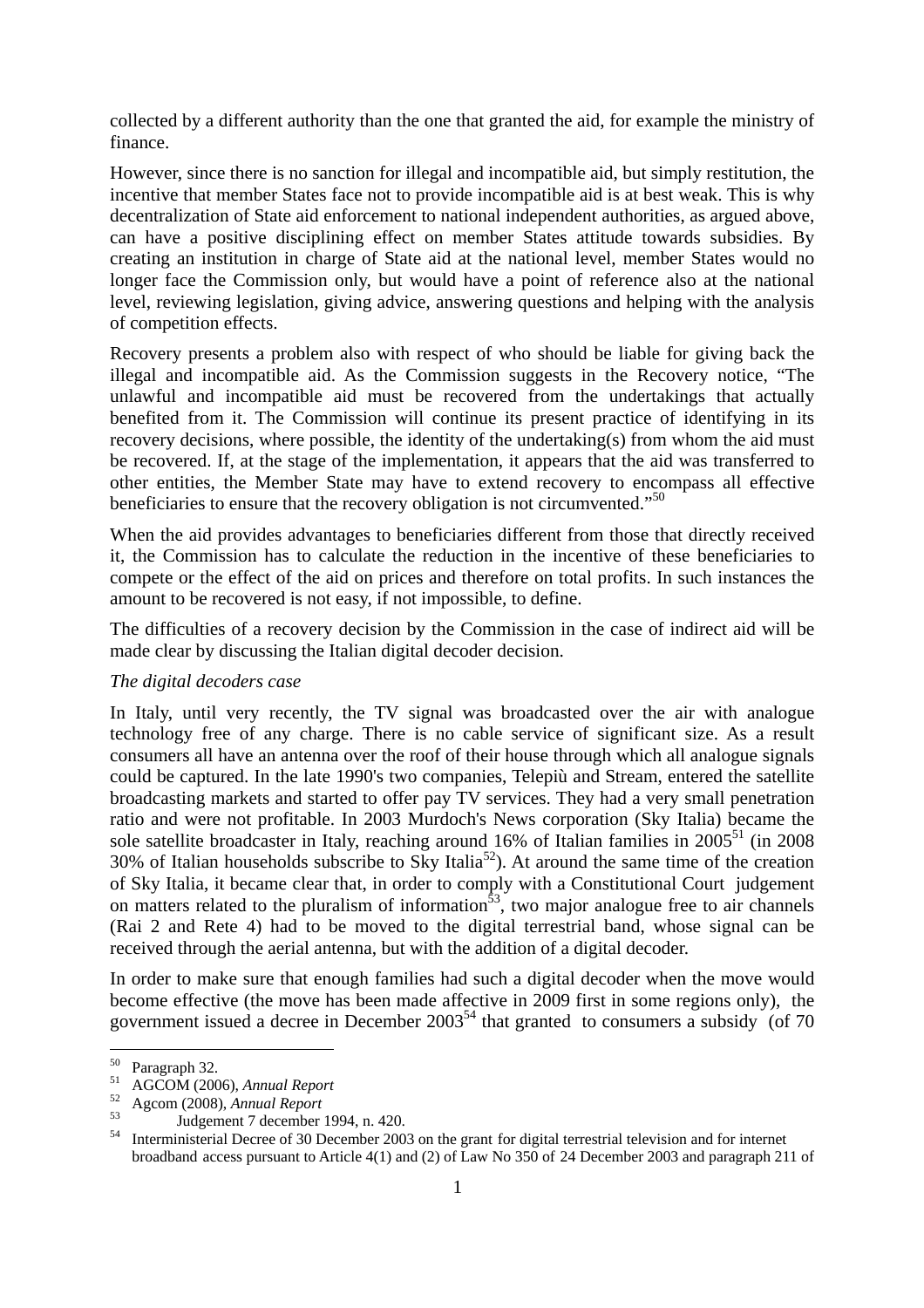collected by a different authority than the one that granted the aid, for example the ministry of finance.

However, since there is no sanction for illegal and incompatible aid, but simply restitution, the incentive that member States face not to provide incompatible aid is at best weak. This is why decentralization of State aid enforcement to national independent authorities, as argued above, can have a positive disciplining effect on member States attitude towards subsidies. By creating an institution in charge of State aid at the national level, member States would no longer face the Commission only, but would have a point of reference also at the national level, reviewing legislation, giving advice, answering questions and helping with the analysis of competition effects.

Recovery presents a problem also with respect of who should be liable for giving back the illegal and incompatible aid. As the Commission suggests in the Recovery notice, "The unlawful and incompatible aid must be recovered from the undertakings that actually benefited from it. The Commission will continue its present practice of identifying in its recovery decisions, where possible, the identity of the undertaking(s) from whom the aid must be recovered. If, at the stage of the implementation, it appears that the aid was transferred to other entities, the Member State may have to extend recovery to encompass all effective beneficiaries to ensure that the recovery obligation is not circumvented."[50]

When the aid provides advantages to beneficiaries different from those that directly received it, the Commission has to calculate the reduction in the incentive of these beneficiaries to compete or the effect of the aid on prices and therefore on total profits. In such instances the amount to be recovered is not easy, if not impossible, to define.

The difficulties of a recovery decision by the Commission in the case of indirect aid will be made clear by discussing the Italian digital decoder decision.

*The digital decoders case*

In Italy, until very recently, the TV signal was broadcasted over the air with analogue technology free of any charge. There is no cable service of significant size. As a result consumers all have an antenna over the roof of their house through which all analogue signals could be captured. In the late 1990's two companies, Telepiù and Stream, entered the satellite broadcasting markets and started to offer pay TV services. They had a very small penetration ratio and were not profitable. In 2003 Murdoch's News corporation (Sky Italia) became the sole satellite broadcaster in Italy, reaching around 16% of Italian families in 2005[51] (in 2008 30% of Italian households subscribe to Sky Italia[52]). At around the same time of the creation of Sky Italia, it became clear that, in order to comply with a Constitutional Court judgement on matters related to the pluralism of information[53], two major analogue free to air channels (Rai 2 and Rete 4) had to be moved to the digital terrestrial band, whose signal can be received through the aerial antenna, but with the addition of a digital decoder.

In order to make sure that enough families had such a digital decoder when the move would become effective (the move has been made affective in 2009 first in some regions only), the government issued a decree in December 2003[54] that granted to consumers a subsidy (of 70

---

[50] Paragraph 32.

[51] AGCOM (2006), *Annual Report*

[52] Agcom (2008), *Annual Report*

[53] Judgement 7 december 1994, n. 420.

[54] Interministerial Decree of 30 December 2003 on the grant for digital terrestrial television and for internet broadband access pursuant to Article 4(1) and (2) of Law No 350 of 24 December 2003 and paragraph 211 of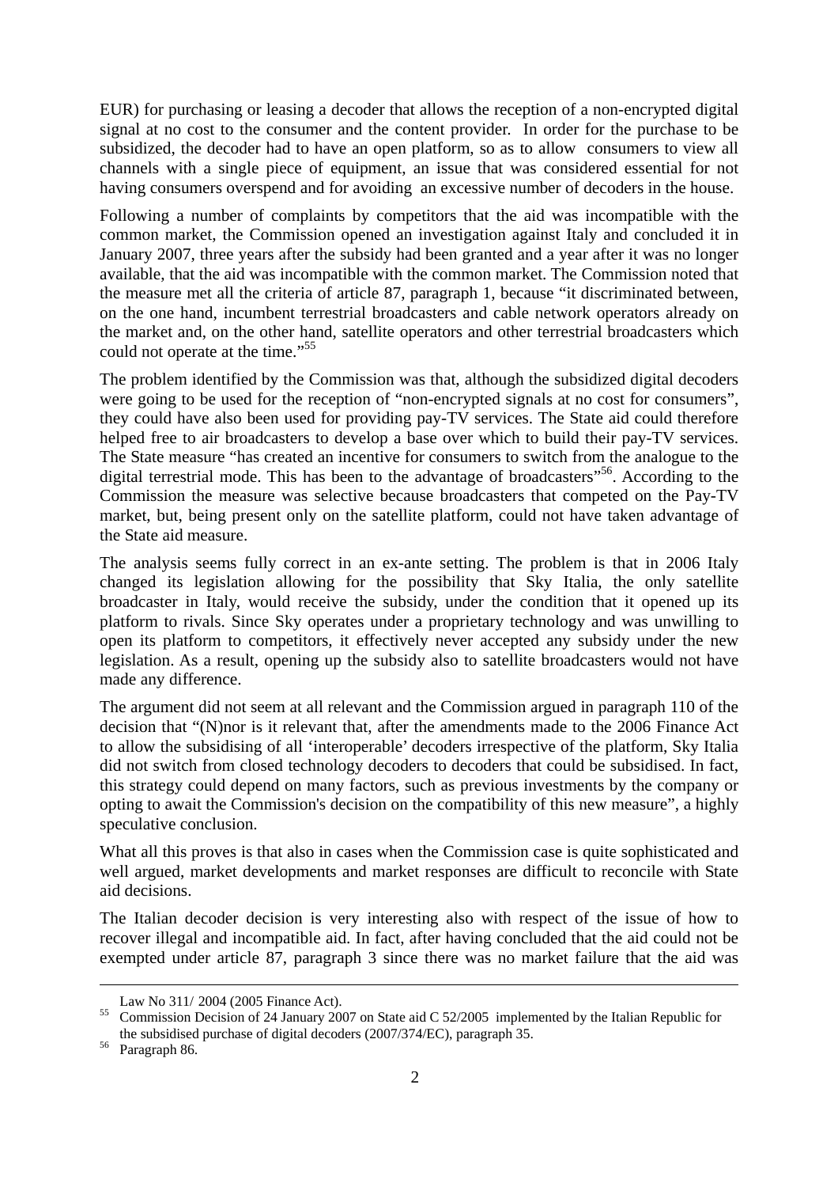EUR) for purchasing or leasing a decoder that allows the reception of a non-encrypted digital signal at no cost to the consumer and the content provider. In order for the purchase to be subsidized, the decoder had to have an open platform, so as to allow consumers to view all channels with a single piece of equipment, an issue that was considered essential for not having consumers overspend and for avoiding an excessive number of decoders in the house.

Following a number of complaints by competitors that the aid was incompatible with the common market, the Commission opened an investigation against Italy and concluded it in January 2007, three years after the subsidy had been granted and a year after it was no longer available, that the aid was incompatible with the common market. The Commission noted that the measure met all the criteria of article 87, paragraph 1, because "it discriminated between, on the one hand, incumbent terrestrial broadcasters and cable network operators already on the market and, on the other hand, satellite operators and other terrestrial broadcasters which could not operate at the time."[55]

The problem identified by the Commission was that, although the subsidized digital decoders were going to be used for the reception of "non-encrypted signals at no cost for consumers", they could have also been used for providing pay-TV services. The State aid could therefore helped free to air broadcasters to develop a base over which to build their pay-TV services. The State measure "has created an incentive for consumers to switch from the analogue to the digital terrestrial mode. This has been to the advantage of broadcasters"[56]. According to the Commission the measure was selective because broadcasters that competed on the Pay-TV market, but, being present only on the satellite platform, could not have taken advantage of the State aid measure.

The analysis seems fully correct in an ex-ante setting. The problem is that in 2006 Italy changed its legislation allowing for the possibility that Sky Italia, the only satellite broadcaster in Italy, would receive the subsidy, under the condition that it opened up its platform to rivals. Since Sky operates under a proprietary technology and was unwilling to open its platform to competitors, it effectively never accepted any subsidy under the new legislation. As a result, opening up the subsidy also to satellite broadcasters would not have made any difference.

The argument did not seem at all relevant and the Commission argued in paragraph 110 of the decision that "(N)nor is it relevant that, after the amendments made to the 2006 Finance Act to allow the subsidising of all 'interoperable' decoders irrespective of the platform, Sky Italia did not switch from closed technology decoders to decoders that could be subsidised. In fact, this strategy could depend on many factors, such as previous investments by the company or opting to await the Commission's decision on the compatibility of this new measure", a highly speculative conclusion.

What all this proves is that also in cases when the Commission case is quite sophisticated and well argued, market developments and market responses are difficult to reconcile with State aid decisions.

The Italian decoder decision is very interesting also with respect of the issue of how to recover illegal and incompatible aid. In fact, after having concluded that the aid could not be exempted under article 87, paragraph 3 since there was no market failure that the aid was

---

Law No 311/ 2004 (2005 Finance Act).

[55] Commission Decision of 24 January 2007 on State aid C 52/2005 implemented by the Italian Republic for the subsidised purchase of digital decoders (2007/374/EC), paragraph 35.

[56] Paragraph 86.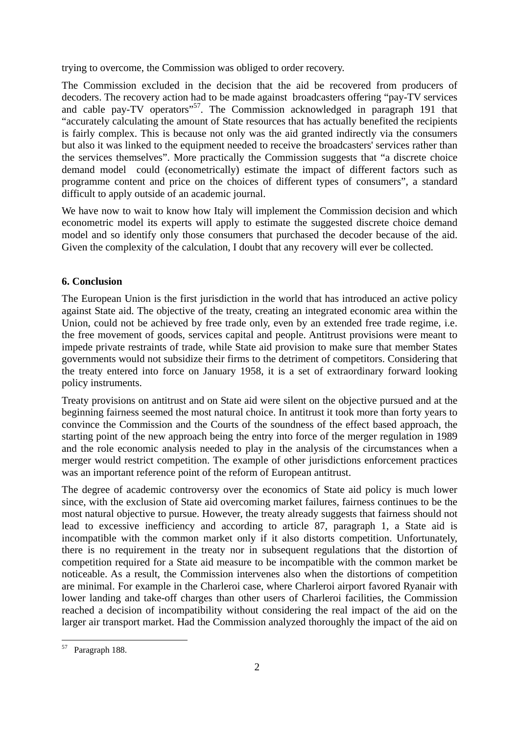trying to overcome, the Commission was obliged to order recovery.

The Commission excluded in the decision that the aid be recovered from producers of decoders. The recovery action had to be made against broadcasters offering "pay-TV services and cable pay-TV operators"[57]. The Commission acknowledged in paragraph 191 that "accurately calculating the amount of State resources that has actually benefited the recipients is fairly complex. This is because not only was the aid granted indirectly via the consumers but also it was linked to the equipment needed to receive the broadcasters' services rather than the services themselves". More practically the Commission suggests that "a discrete choice demand model could (econometrically) estimate the impact of different factors such as programme content and price on the choices of different types of consumers", a standard difficult to apply outside of an academic journal.

We have now to wait to know how Italy will implement the Commission decision and which econometric model its experts will apply to estimate the suggested discrete choice demand model and so identify only those consumers that purchased the decoder because of the aid. Given the complexity of the calculation, I doubt that any recovery will ever be collected.

### 6. Conclusion

The European Union is the first jurisdiction in the world that has introduced an active policy against State aid. The objective of the treaty, creating an integrated economic area within the Union, could not be achieved by free trade only, even by an extended free trade regime, i.e. the free movement of goods, services capital and people. Antitrust provisions were meant to impede private restraints of trade, while State aid provision to make sure that member States governments would not subsidize their firms to the detriment of competitors. Considering that the treaty entered into force on January 1958, it is a set of extraordinary forward looking policy instruments.

Treaty provisions on antitrust and on State aid were silent on the objective pursued and at the beginning fairness seemed the most natural choice. In antitrust it took more than forty years to convince the Commission and the Courts of the soundness of the effect based approach, the starting point of the new approach being the entry into force of the merger regulation in 1989 and the role economic analysis needed to play in the analysis of the circumstances when a merger would restrict competition. The example of other jurisdictions enforcement practices was an important reference point of the reform of European antitrust.

The degree of academic controversy over the economics of State aid policy is much lower since, with the exclusion of State aid overcoming market failures, fairness continues to be the most natural objective to pursue. However, the treaty already suggests that fairness should not lead to excessive inefficiency and according to article 87, paragraph 1, a State aid is incompatible with the common market only if it also distorts competition. Unfortunately, there is no requirement in the treaty nor in subsequent regulations that the distortion of competition required for a State aid measure to be incompatible with the common market be noticeable. As a result, the Commission intervenes also when the distortions of competition are minimal. For example in the Charleroi case, where Charleroi airport favored Ryanair with lower landing and take-off charges than other users of Charleroi facilities, the Commission reached a decision of incompatibility without considering the real impact of the aid on the larger air transport market. Had the Commission analyzed thoroughly the impact of the aid on

[57] Paragraph 188.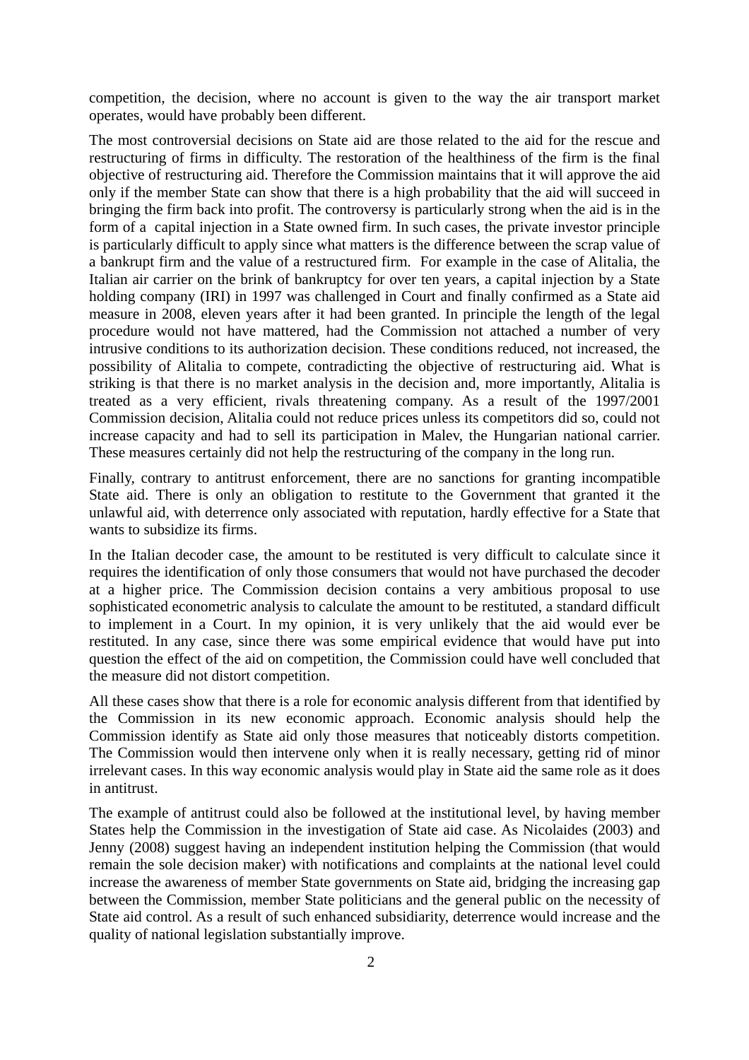competition, the decision, where no account is given to the way the air transport market operates, would have probably been different.

The most controversial decisions on State aid are those related to the aid for the rescue and restructuring of firms in difficulty. The restoration of the healthiness of the firm is the final objective of restructuring aid. Therefore the Commission maintains that it will approve the aid only if the member State can show that there is a high probability that the aid will succeed in bringing the firm back into profit. The controversy is particularly strong when the aid is in the form of a capital injection in a State owned firm. In such cases, the private investor principle is particularly difficult to apply since what matters is the difference between the scrap value of a bankrupt firm and the value of a restructured firm. For example in the case of Alitalia, the Italian air carrier on the brink of bankruptcy for over ten years, a capital injection by a State holding company (IRI) in 1997 was challenged in Court and finally confirmed as a State aid measure in 2008, eleven years after it had been granted. In principle the length of the legal procedure would not have mattered, had the Commission not attached a number of very intrusive conditions to its authorization decision. These conditions reduced, not increased, the possibility of Alitalia to compete, contradicting the objective of restructuring aid. What is striking is that there is no market analysis in the decision and, more importantly, Alitalia is treated as a very efficient, rivals threatening company. As a result of the 1997/2001 Commission decision, Alitalia could not reduce prices unless its competitors did so, could not increase capacity and had to sell its participation in Malev, the Hungarian national carrier. These measures certainly did not help the restructuring of the company in the long run.

Finally, contrary to antitrust enforcement, there are no sanctions for granting incompatible State aid. There is only an obligation to restitute to the Government that granted it the unlawful aid, with deterrence only associated with reputation, hardly effective for a State that wants to subsidize its firms.

In the Italian decoder case, the amount to be restituted is very difficult to calculate since it requires the identification of only those consumers that would not have purchased the decoder at a higher price. The Commission decision contains a very ambitious proposal to use sophisticated econometric analysis to calculate the amount to be restituted, a standard difficult to implement in a Court. In my opinion, it is very unlikely that the aid would ever be restituted. In any case, since there was some empirical evidence that would have put into question the effect of the aid on competition, the Commission could have well concluded that the measure did not distort competition.

All these cases show that there is a role for economic analysis different from that identified by the Commission in its new economic approach. Economic analysis should help the Commission identify as State aid only those measures that noticeably distorts competition. The Commission would then intervene only when it is really necessary, getting rid of minor irrelevant cases. In this way economic analysis would play in State aid the same role as it does in antitrust.

The example of antitrust could also be followed at the institutional level, by having member States help the Commission in the investigation of State aid case. As Nicolaides (2003) and Jenny (2008) suggest having an independent institution helping the Commission (that would remain the sole decision maker) with notifications and complaints at the national level could increase the awareness of member State governments on State aid, bridging the increasing gap between the Commission, member State politicians and the general public on the necessity of State aid control. As a result of such enhanced subsidiarity, deterrence would increase and the quality of national legislation substantially improve.